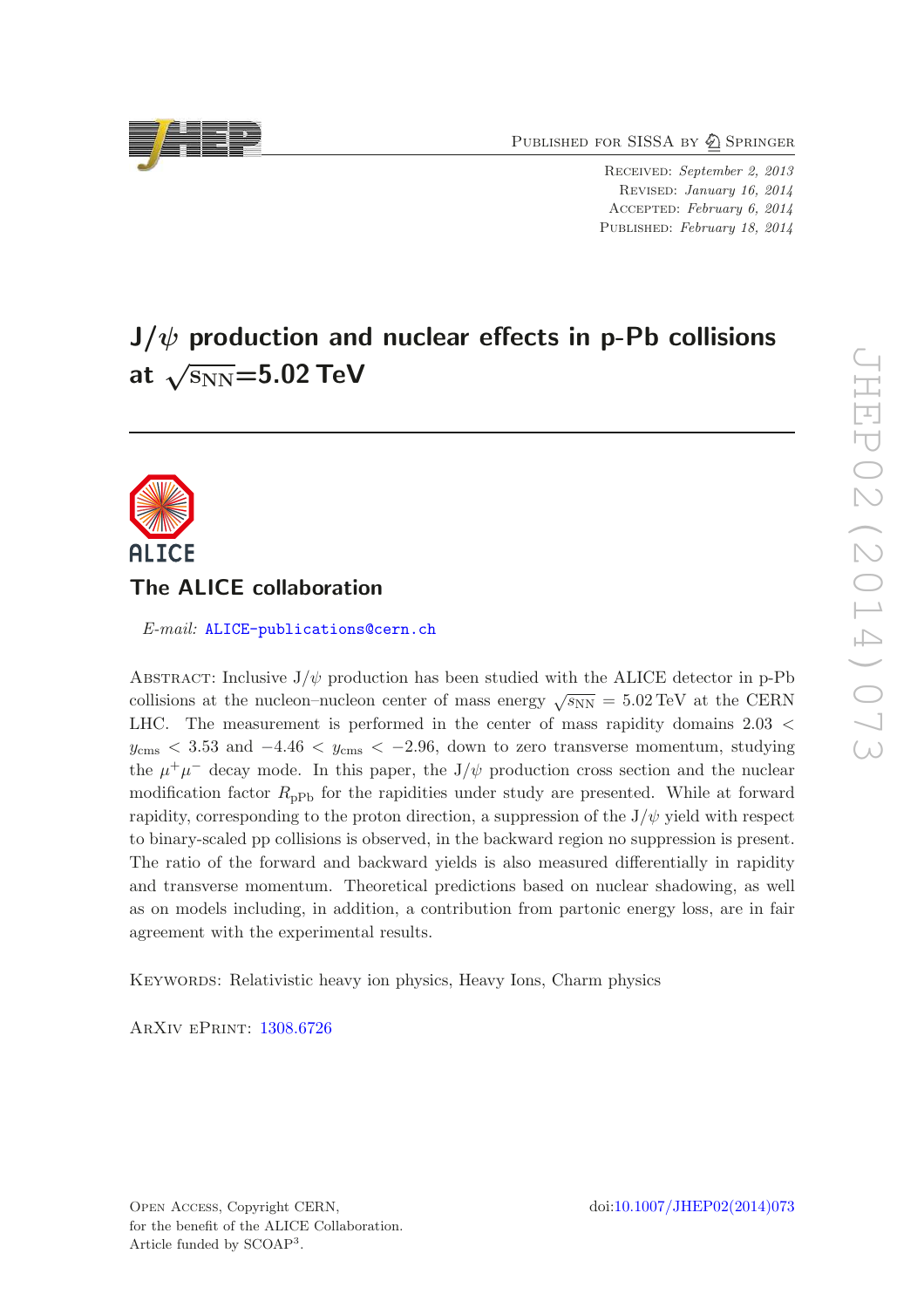Published for SISSA by Springer

Received: *September 2, 2013*
Revised: *January 16, 2014*
Accepted: *February 6, 2014*
Published: *February 18, 2014*

# J/$\psi$ production and nuclear effects in p-Pb collisions at $\sqrt{s_{\rm NN}}$=5.02 TeV

## The ALICE collaboration

*E-mail:* ALICE-publications@cern.ch

Abstract: Inclusive J/$\psi$ production has been studied with the ALICE detector in p-Pb collisions at the nucleon–nucleon center of mass energy $\sqrt{s_{\rm NN}}$ = 5.02 TeV at the CERN LHC. The measurement is performed in the center of mass rapidity domains $2.03 < y_{\rm cms} < 3.53$ and $-4.46 < y_{\rm cms} < -2.96$, down to zero transverse momentum, studying the $\mu^+\mu^-$ decay mode. In this paper, the J/$\psi$ production cross section and the nuclear modification factor $R_{\rm pPb}$ for the rapidities under study are presented. While at forward rapidity, corresponding to the proton direction, a suppression of the J/$\psi$ yield with respect to binary-scaled pp collisions is observed, in the backward region no suppression is present. The ratio of the forward and backward yields is also measured differentially in rapidity and transverse momentum. Theoretical predictions based on nuclear shadowing, as well as on models including, in addition, a contribution from partonic energy loss, are in fair agreement with the experimental results.

Keywords: Relativistic heavy ion physics, Heavy Ions, Charm physics

ArXiv ePrint: 1308.6726

Open Access, Copyright CERN,
for the benefit of the ALICE Collaboration.
Article funded by SCOAP[3].

doi:10.1007/JHEP02(2014)073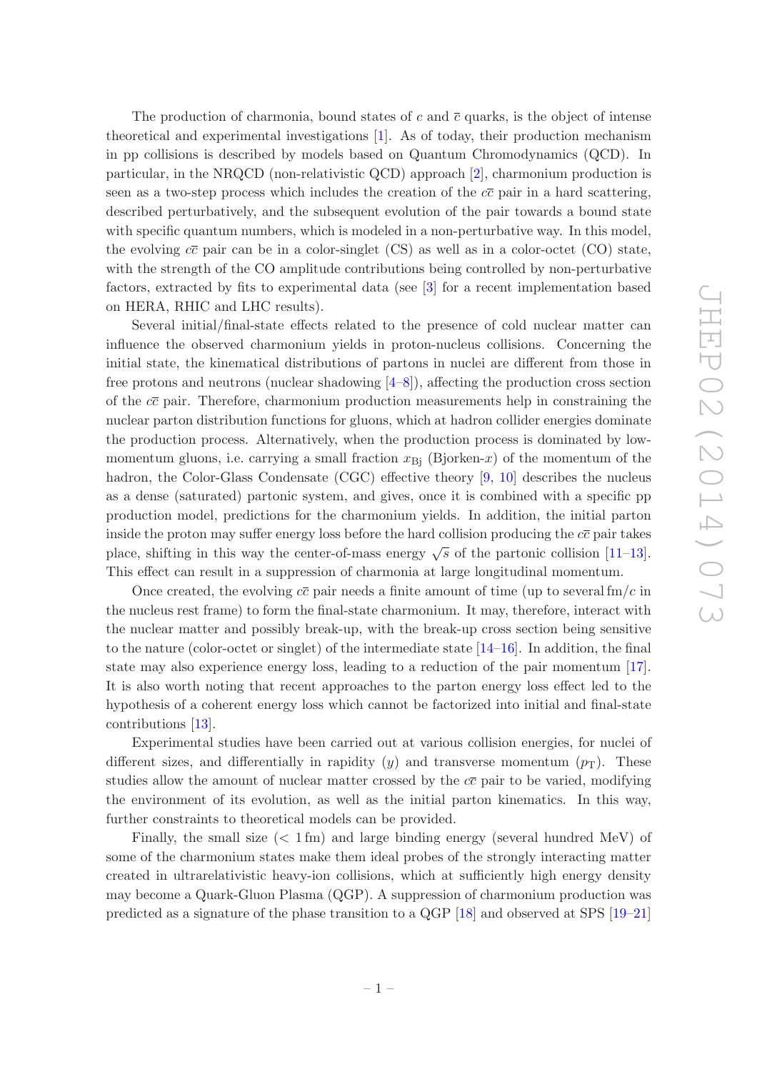The production of charmonia, bound states of $c$ and $\bar{c}$ quarks, is the object of intense theoretical and experimental investigations [1]. As of today, their production mechanism in pp collisions is described by models based on Quantum Chromodynamics (QCD). In particular, in the NRQCD (non-relativistic QCD) approach [2], charmonium production is seen as a two-step process which includes the creation of the $c\bar{c}$ pair in a hard scattering, described perturbatively, and the subsequent evolution of the pair towards a bound state with specific quantum numbers, which is modeled in a non-perturbative way. In this model, the evolving $c\bar{c}$ pair can be in a color-singlet (CS) as well as in a color-octet (CO) state, with the strength of the CO amplitude contributions being controlled by non-perturbative factors, extracted by fits to experimental data (see [3] for a recent implementation based on HERA, RHIC and LHC results).

Several initial/final-state effects related to the presence of cold nuclear matter can influence the observed charmonium yields in proton-nucleus collisions. Concerning the initial state, the kinematical distributions of partons in nuclei are different from those in free protons and neutrons (nuclear shadowing [4–8]), affecting the production cross section of the $c\bar{c}$ pair. Therefore, charmonium production measurements help in constraining the nuclear parton distribution functions for gluons, which at hadron collider energies dominate the production process. Alternatively, when the production process is dominated by low-momentum gluons, i.e. carrying a small fraction $x_{\mathrm{Bj}}$ (Bjorken-$x$) of the momentum of the hadron, the Color-Glass Condensate (CGC) effective theory [9, 10] describes the nucleus as a dense (saturated) partonic system, and gives, once it is combined with a specific pp production model, predictions for the charmonium yields. In addition, the initial parton inside the proton may suffer energy loss before the hard collision producing the $c\bar{c}$ pair takes place, shifting in this way the center-of-mass energy $\sqrt{s}$ of the partonic collision [11–13]. This effect can result in a suppression of charmonia at large longitudinal momentum.

Once created, the evolving $c\bar{c}$ pair needs a finite amount of time (up to several fm/$c$ in the nucleus rest frame) to form the final-state charmonium. It may, therefore, interact with the nuclear matter and possibly break-up, with the break-up cross section being sensitive to the nature (color-octet or singlet) of the intermediate state [14–16]. In addition, the final state may also experience energy loss, leading to a reduction of the pair momentum [17]. It is also worth noting that recent approaches to the parton energy loss effect led to the hypothesis of a coherent energy loss which cannot be factorized into initial and final-state contributions [13].

Experimental studies have been carried out at various collision energies, for nuclei of different sizes, and differentially in rapidity ($y$) and transverse momentum ($p_{\mathrm{T}}$). These studies allow the amount of nuclear matter crossed by the $c\bar{c}$ pair to be varied, modifying the environment of its evolution, as well as the initial parton kinematics. In this way, further constraints to theoretical models can be provided.

Finally, the small size ($< 1$ fm) and large binding energy (several hundred MeV) of some of the charmonium states make them ideal probes of the strongly interacting matter created in ultrarelativistic heavy-ion collisions, which at sufficiently high energy density may become a Quark-Gluon Plasma (QGP). A suppression of charmonium production was predicted as a signature of the phase transition to a QGP [18] and observed at SPS [19–21]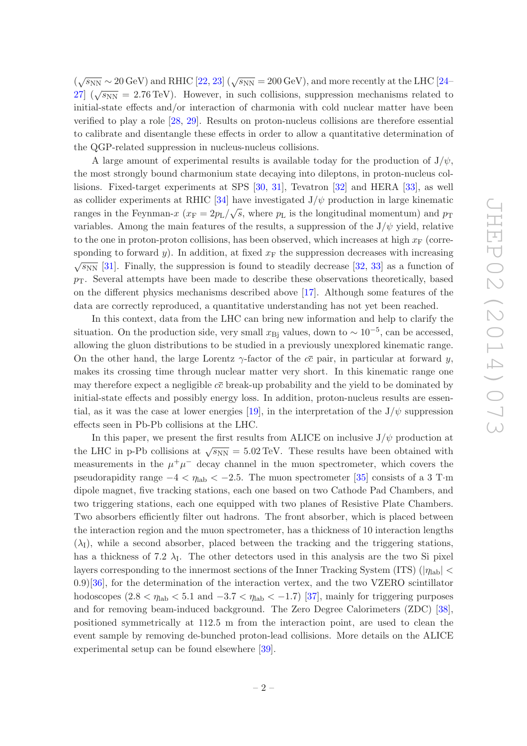($\sqrt{s_{\rm NN}} \sim 20\,\text{GeV}$) and RHIC [22, 23] ($\sqrt{s_{\rm NN}} = 200\,\text{GeV}$), and more recently at the LHC [24–27] ($\sqrt{s_{\rm NN}} = 2.76\,\text{TeV}$). However, in such collisions, suppression mechanisms related to initial-state effects and/or interaction of charmonia with cold nuclear matter have been verified to play a role [28, 29]. Results on proton-nucleus collisions are therefore essential to calibrate and disentangle these effects in order to allow a quantitative determination of the QGP-related suppression in nucleus-nucleus collisions.

A large amount of experimental results is available today for the production of $\mathrm{J}/\psi$, the most strongly bound charmonium state decaying into dileptons, in proton-nucleus collisions. Fixed-target experiments at SPS [30, 31], Tevatron [32] and HERA [33], as well as collider experiments at RHIC [34] have investigated $\mathrm{J}/\psi$ production in large kinematic ranges in the Feynman-$x$ ($x_{\rm F} = 2p_{\rm L}/\sqrt{s}$, where $p_{\rm L}$ is the longitudinal momentum) and $p_{\rm T}$ variables. Among the main features of the results, a suppression of the $\mathrm{J}/\psi$ yield, relative to the one in proton-proton collisions, has been observed, which increases at high $x_{\rm F}$ (corresponding to forward $y$). In addition, at fixed $x_{\rm F}$ the suppression decreases with increasing $\sqrt{s_{\rm NN}}$ [31]. Finally, the suppression is found to steadily decrease [32, 33] as a function of $p_{\rm T}$. Several attempts have been made to describe these observations theoretically, based on the different physics mechanisms described above [17]. Although some features of the data are correctly reproduced, a quantitative understanding has not yet been reached.

In this context, data from the LHC can bring new information and help to clarify the situation. On the production side, very small $x_{\rm Bj}$ values, down to $\sim 10^{-5}$, can be accessed, allowing the gluon distributions to be studied in a previously unexplored kinematic range. On the other hand, the large Lorentz $\gamma$-factor of the $c\bar{c}$ pair, in particular at forward $y$, makes its crossing time through nuclear matter very short. In this kinematic range one may therefore expect a negligible $c\bar{c}$ break-up probability and the yield to be dominated by initial-state effects and possibly energy loss. In addition, proton-nucleus results are essential, as it was the case at lower energies [19], in the interpretation of the $\mathrm{J}/\psi$ suppression effects seen in Pb-Pb collisions at the LHC.

In this paper, we present the first results from ALICE on inclusive $\mathrm{J}/\psi$ production at the LHC in p-Pb collisions at $\sqrt{s_{\rm NN}} = 5.02\,\text{TeV}$. These results have been obtained with measurements in the $\mu^+\mu^-$ decay channel in the muon spectrometer, which covers the pseudorapidity range $-4 < \eta_{\rm lab} < -2.5$. The muon spectrometer [35] consists of a 3 T·m dipole magnet, five tracking stations, each one based on two Cathode Pad Chambers, and two triggering stations, each one equipped with two planes of Resistive Plate Chambers. Two absorbers efficiently filter out hadrons. The front absorber, which is placed between the interaction region and the muon spectrometer, has a thickness of 10 interaction lengths ($\lambda_{\rm I}$), while a second absorber, placed between the tracking and the triggering stations, has a thickness of 7.2 $\lambda_{\rm I}$. The other detectors used in this analysis are the two Si pixel layers corresponding to the innermost sections of the Inner Tracking System (ITS) ($|\eta_{\rm lab}| < 0.9$)[36], for the determination of the interaction vertex, and the two VZERO scintillator hodoscopes ($2.8 < \eta_{\rm lab} < 5.1$ and $-3.7 < \eta_{\rm lab} < -1.7$) [37], mainly for triggering purposes and for removing beam-induced background. The Zero Degree Calorimeters (ZDC) [38], positioned symmetrically at 112.5 m from the interaction point, are used to clean the event sample by removing de-bunched proton-lead collisions. More details on the ALICE experimental setup can be found elsewhere [39].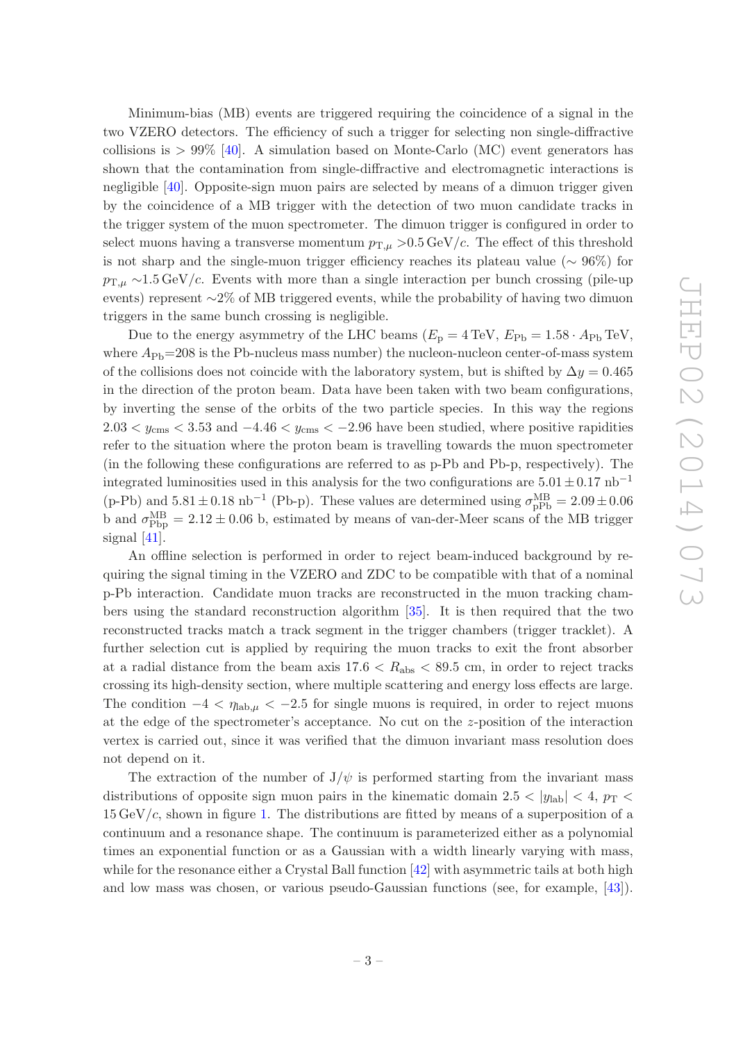Minimum-bias (MB) events are triggered requiring the coincidence of a signal in the two VZERO detectors. The efficiency of such a trigger for selecting non single-diffractive collisions is $> 99\%$ [40]. A simulation based on Monte-Carlo (MC) event generators has shown that the contamination from single-diffractive and electromagnetic interactions is negligible [40]. Opposite-sign muon pairs are selected by means of a dimuon trigger given by the coincidence of a MB trigger with the detection of two muon candidate tracks in the trigger system of the muon spectrometer. The dimuon trigger is configured in order to select muons having a transverse momentum $p_{\mathrm{T},\mu} > 0.5\,\mathrm{GeV}/c$. The effect of this threshold is not sharp and the single-muon trigger efficiency reaches its plateau value ($\sim 96\%$) for $p_{\mathrm{T},\mu} \sim 1.5\,\mathrm{GeV}/c$. Events with more than a single interaction per bunch crossing (pile-up events) represent $\sim 2\%$ of MB triggered events, while the probability of having two dimuon triggers in the same bunch crossing is negligible.

Due to the energy asymmetry of the LHC beams ($E_\mathrm{p} = 4\,\mathrm{TeV}$, $E_\mathrm{Pb} = 1.58 \cdot A_\mathrm{Pb}\,\mathrm{TeV}$, where $A_\mathrm{Pb}$=208 is the Pb-nucleus mass number) the nucleon-nucleon center-of-mass system of the collisions does not coincide with the laboratory system, but is shifted by $\Delta y = 0.465$ in the direction of the proton beam. Data have been taken with two beam configurations, by inverting the sense of the orbits of the two particle species. In this way the regions $2.03 < y_\mathrm{cms} < 3.53$ and $-4.46 < y_\mathrm{cms} < -2.96$ have been studied, where positive rapidities refer to the situation where the proton beam is travelling towards the muon spectrometer (in the following these configurations are referred to as p-Pb and Pb-p, respectively). The integrated luminosities used in this analysis for the two configurations are $5.01 \pm 0.17\ \mathrm{nb}^{-1}$ (p-Pb) and $5.81 \pm 0.18\ \mathrm{nb}^{-1}$ (Pb-p). These values are determined using $\sigma^\mathrm{MB}_\mathrm{pPb} = 2.09 \pm 0.06$ b and $\sigma^\mathrm{MB}_\mathrm{Pbp} = 2.12 \pm 0.06$ b, estimated by means of van-der-Meer scans of the MB trigger signal [41].

An offline selection is performed in order to reject beam-induced background by requiring the signal timing in the VZERO and ZDC to be compatible with that of a nominal p-Pb interaction. Candidate muon tracks are reconstructed in the muon tracking chambers using the standard reconstruction algorithm [35]. It is then required that the two reconstructed tracks match a track segment in the trigger chambers (trigger tracklet). A further selection cut is applied by requiring the muon tracks to exit the front absorber at a radial distance from the beam axis $17.6 < R_\mathrm{abs} < 89.5$ cm, in order to reject tracks crossing its high-density section, where multiple scattering and energy loss effects are large. The condition $-4 < \eta_{\mathrm{lab},\mu} < -2.5$ for single muons is required, in order to reject muons at the edge of the spectrometer's acceptance. No cut on the $z$-position of the interaction vertex is carried out, since it was verified that the dimuon invariant mass resolution does not depend on it.

The extraction of the number of J/$\psi$ is performed starting from the invariant mass distributions of opposite sign muon pairs in the kinematic domain $2.5 < |y_\mathrm{lab}| < 4$, $p_\mathrm{T} < 15\,\mathrm{GeV}/c$, shown in figure 1. The distributions are fitted by means of a superposition of a continuum and a resonance shape. The continuum is parameterized either as a polynomial times an exponential function or as a Gaussian with a width linearly varying with mass, while for the resonance either a Crystal Ball function [42] with asymmetric tails at both high and low mass was chosen, or various pseudo-Gaussian functions (see, for example, [43]).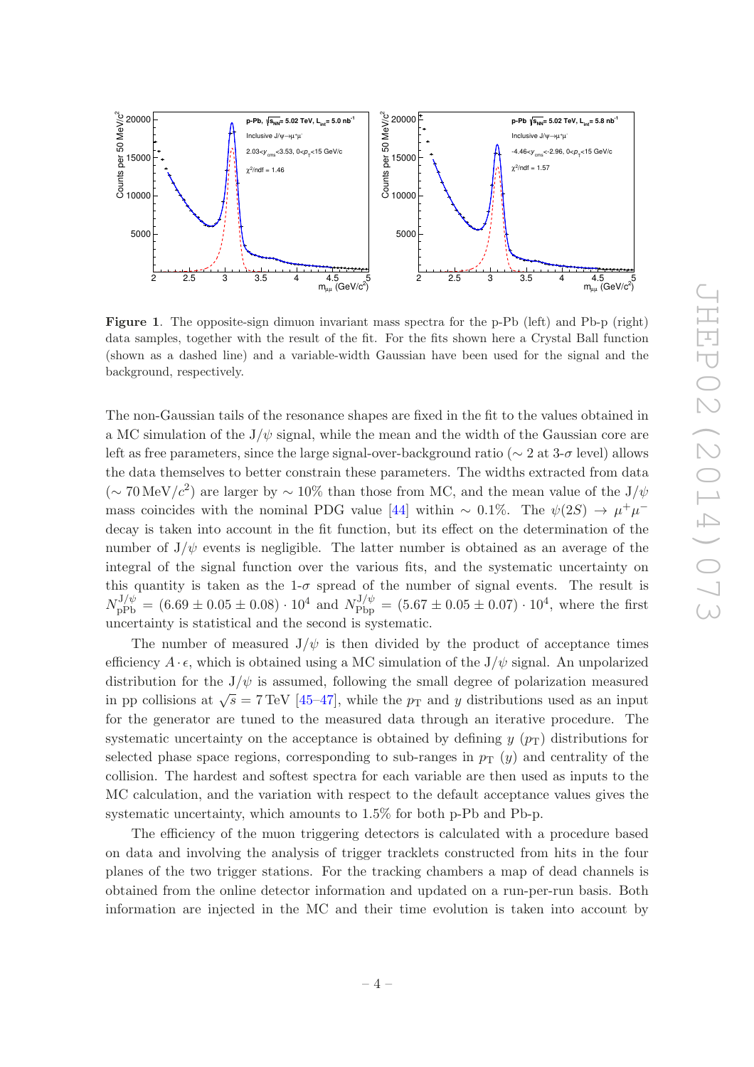**Figure 1**. The opposite-sign dimuon invariant mass spectra for the p-Pb (left) and Pb-p (right) data samples, together with the result of the fit. For the fits shown here a Crystal Ball function (shown as a dashed line) and a variable-width Gaussian have been used for the signal and the background, respectively.

The non-Gaussian tails of the resonance shapes are fixed in the fit to the values obtained in a MC simulation of the $J/\psi$ signal, while the mean and the width of the Gaussian core are left as free parameters, since the large signal-over-background ratio ($\sim 2$ at 3-$\sigma$ level) allows the data themselves to better constrain these parameters. The widths extracted from data ($\sim 70\,\mathrm{MeV}/c^2$) are larger by $\sim 10\%$ than those from MC, and the mean value of the $J/\psi$ mass coincides with the nominal PDG value [44] within $\sim 0.1\%$. The $\psi(2S) \to \mu^+\mu^-$ decay is taken into account in the fit function, but its effect on the determination of the number of $J/\psi$ events is negligible. The latter number is obtained as an average of the integral of the signal function over the various fits, and the systematic uncertainty on this quantity is taken as the 1-$\sigma$ spread of the number of signal events. The result is $N^{J/\psi}_{\mathrm{pPb}} = (6.69 \pm 0.05 \pm 0.08) \cdot 10^4$ and $N^{J/\psi}_{\mathrm{Pbp}} = (5.67 \pm 0.05 \pm 0.07) \cdot 10^4$, where the first uncertainty is statistical and the second is systematic.

The number of measured $J/\psi$ is then divided by the product of acceptance times efficiency $A \cdot \epsilon$, which is obtained using a MC simulation of the $J/\psi$ signal. An unpolarized distribution for the $J/\psi$ is assumed, following the small degree of polarization measured in pp collisions at $\sqrt{s} = 7\,\mathrm{TeV}$ [45–47], while the $p_{\mathrm{T}}$ and $y$ distributions used as an input for the generator are tuned to the measured data through an iterative procedure. The systematic uncertainty on the acceptance is obtained by defining $y$ ($p_{\mathrm{T}}$) distributions for selected phase space regions, corresponding to sub-ranges in $p_{\mathrm{T}}$ ($y$) and centrality of the collision. The hardest and softest spectra for each variable are then used as inputs to the MC calculation, and the variation with respect to the default acceptance values gives the systematic uncertainty, which amounts to 1.5% for both p-Pb and Pb-p.

The efficiency of the muon triggering detectors is calculated with a procedure based on data and involving the analysis of trigger tracklets constructed from hits in the four planes of the two trigger stations. For the tracking chambers a map of dead channels is obtained from the online detector information and updated on a run-per-run basis. Both information are injected in the MC and their time evolution is taken into account by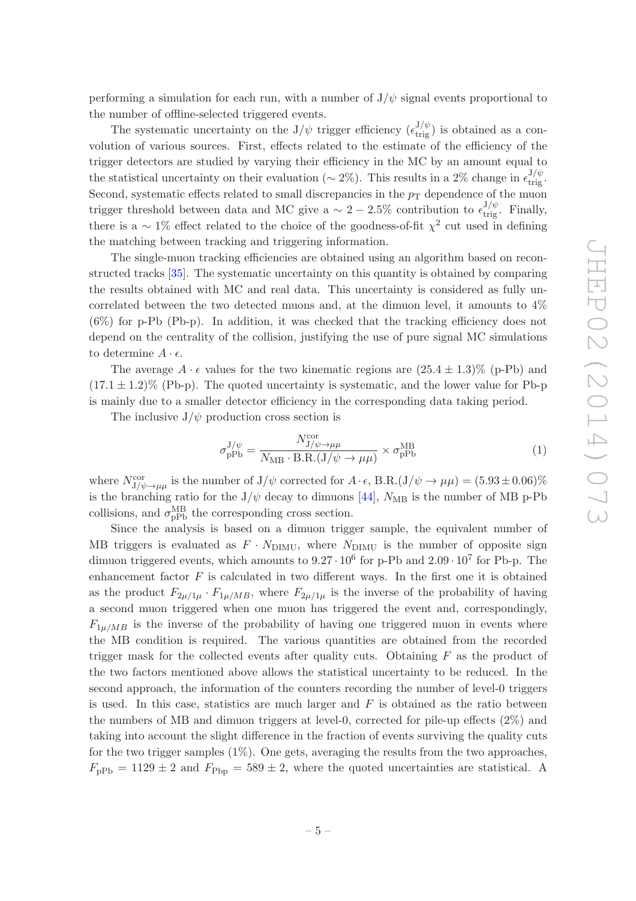performing a simulation for each run, with a number of J/$\psi$ signal events proportional to the number of offline-selected triggered events.

The systematic uncertainty on the J/$\psi$ trigger efficiency ($\epsilon_{\rm trig}^{{\rm J}/\psi}$) is obtained as a convolution of various sources. First, effects related to the estimate of the efficiency of the trigger detectors are studied by varying their efficiency in the MC by an amount equal to the statistical uncertainty on their evaluation ($\sim 2\%$). This results in a 2% change in $\epsilon_{\rm trig}^{{\rm J}/\psi}$. Second, systematic effects related to small discrepancies in the $p_{\rm T}$ dependence of the muon trigger threshold between data and MC give a $\sim 2-2.5\%$ contribution to $\epsilon_{\rm trig}^{{\rm J}/\psi}$. Finally, there is a $\sim 1\%$ effect related to the choice of the goodness-of-fit $\chi^2$ cut used in defining the matching between tracking and triggering information.

The single-muon tracking efficiencies are obtained using an algorithm based on reconstructed tracks [35]. The systematic uncertainty on this quantity is obtained by comparing the results obtained with MC and real data. This uncertainty is considered as fully uncorrelated between the two detected muons and, at the dimuon level, it amounts to 4% (6%) for p-Pb (Pb-p). In addition, it was checked that the tracking efficiency does not depend on the centrality of the collision, justifying the use of pure signal MC simulations to determine $A \cdot \epsilon$.

The average $A \cdot \epsilon$ values for the two kinematic regions are $(25.4 \pm 1.3)\%$ (p-Pb) and $(17.1 \pm 1.2)\%$ (Pb-p). The quoted uncertainty is systematic, and the lower value for Pb-p is mainly due to a smaller detector efficiency in the corresponding data taking period.

The inclusive J/$\psi$ production cross section is

$$\sigma_{\rm pPb}^{{\rm J}/\psi} = \frac{N_{{\rm J}/\psi \to \mu\mu}^{\rm cor}}{N_{\rm MB} \cdot {\rm B.R.}({\rm J}/\psi \to \mu\mu)} \times \sigma_{\rm pPb}^{\rm MB} \tag{1}$$

where $N_{{\rm J}/\psi \to \mu\mu}^{\rm cor}$ is the number of J/$\psi$ corrected for $A \cdot \epsilon$, ${\rm B.R.}({\rm J}/\psi \to \mu\mu) = (5.93 \pm 0.06)\%$ is the branching ratio for the J/$\psi$ decay to dimuons [44], $N_{\rm MB}$ is the number of MB p-Pb collisions, and $\sigma_{\rm pPb}^{\rm MB}$ the corresponding cross section.

Since the analysis is based on a dimuon trigger sample, the equivalent number of MB triggers is evaluated as $F \cdot N_{\rm DIMU}$, where $N_{\rm DIMU}$ is the number of opposite sign dimuon triggered events, which amounts to $9.27 \cdot 10^6$ for p-Pb and $2.09 \cdot 10^7$ for Pb-p. The enhancement factor $F$ is calculated in two different ways. In the first one it is obtained as the product $F_{2\mu/1\mu} \cdot F_{1\mu/MB}$, where $F_{2\mu/1\mu}$ is the inverse of the probability of having a second muon triggered when one muon has triggered the event and, correspondingly, $F_{1\mu/MB}$ is the inverse of the probability of having one triggered muon in events where the MB condition is required. The various quantities are obtained from the recorded trigger mask for the collected events after quality cuts. Obtaining $F$ as the product of the two factors mentioned above allows the statistical uncertainty to be reduced. In the second approach, the information of the counters recording the number of level-0 triggers is used. In this case, statistics are much larger and $F$ is obtained as the ratio between the numbers of MB and dimuon triggers at level-0, corrected for pile-up effects (2%) and taking into account the slight difference in the fraction of events surviving the quality cuts for the two trigger samples (1%). One gets, averaging the results from the two approaches, $F_{\rm pPb} = 1129 \pm 2$ and $F_{\rm Pbp} = 589 \pm 2$, where the quoted uncertainties are statistical. A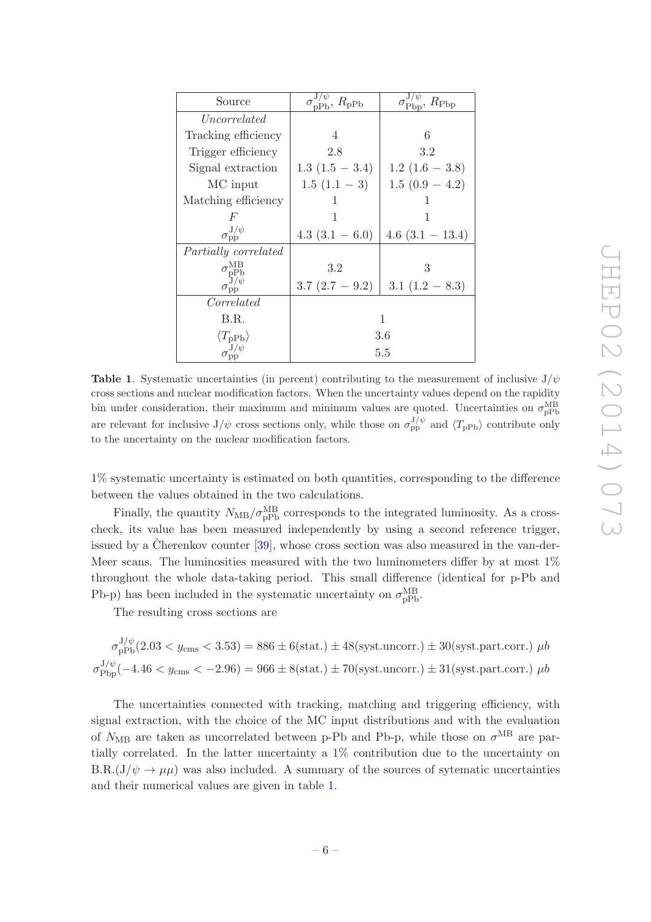| Source | $\sigma^{J/\psi}_{pPb}$, $R_{pPb}$ | $\sigma^{J/\psi}_{Pbp}$, $R_{Pbp}$ |
|---|---|---|
| *Uncorrelated* | | |
| Tracking efficiency | 4 | 6 |
| Trigger efficiency | 2.8 | 3.2 |
| Signal extraction | 1.3 (1.5 − 3.4) | 1.2 (1.6 − 3.8) |
| MC input | 1.5 (1.1 − 3) | 1.5 (0.9 − 4.2) |
| Matching efficiency | 1 | 1 |
| $F$ | 1 | 1 |
| $\sigma^{J/\psi}_{pp}$ | 4.3 (3.1 − 6.0) | 4.6 (3.1 − 13.4) |
| *Partially correlated* | | |
| $\sigma^{MB}_{pPb}$ | 3.2 | 3 |
| $\sigma^{J/\psi}_{pp}$ | 3.7 (2.7 − 9.2) | 3.1 (1.2 − 8.3) |
| *Correlated* | | |
| B.R. | 1 | |
| $\langle T_{pPb}\rangle$ | 3.6 | |
| $\sigma^{J/\psi}_{pp}$ | 5.5 | |

**Table 1**. Systematic uncertainties (in percent) contributing to the measurement of inclusive $J/\psi$ cross sections and nuclear modification factors. When the uncertainty values depend on the rapidity bin under consideration, their maximum and minimum values are quoted. Uncertainties on $\sigma^{MB}_{pPb}$ are relevant for inclusive $J/\psi$ cross sections only, while those on $\sigma^{J/\psi}_{pp}$ and $\langle T_{pPb}\rangle$ contribute only to the uncertainty on the nuclear modification factors.

1% systematic uncertainty is estimated on both quantities, corresponding to the difference between the values obtained in the two calculations.

Finally, the quantity $N_{MB}/\sigma^{MB}_{pPb}$ corresponds to the integrated luminosity. As a cross-check, its value has been measured independently by using a second reference trigger, issued by a Čherenkov counter [39], whose cross section was also measured in the van-der-Meer scans. The luminosities measured with the two luminometers differ by at most 1% throughout the whole data-taking period. This small difference (identical for p-Pb and Pb-p) has been included in the systematic uncertainty on $\sigma^{MB}_{pPb}$.

The resulting cross sections are

$$\sigma^{J/\psi}_{pPb}(2.03 < y_{cms} < 3.53) = 886 \pm 6(\text{stat.}) \pm 48(\text{syst.uncorr.}) \pm 30(\text{syst.part.corr.})\ \mu b$$

$$\sigma^{J/\psi}_{Pbp}(-4.46 < y_{cms} < -2.96) = 966 \pm 8(\text{stat.}) \pm 70(\text{syst.uncorr.}) \pm 31(\text{syst.part.corr.})\ \mu b$$

The uncertainties connected with tracking, matching and triggering efficiency, with signal extraction, with the choice of the MC input distributions and with the evaluation of $N_{MB}$ are taken as uncorrelated between p-Pb and Pb-p, while those on $\sigma^{MB}$ are partially correlated. In the latter uncertainty a 1% contribution due to the uncertainty on B.R.($J/\psi \to \mu\mu$) was also included. A summary of the sources of sytematic uncertainties and their numerical values are given in table 1.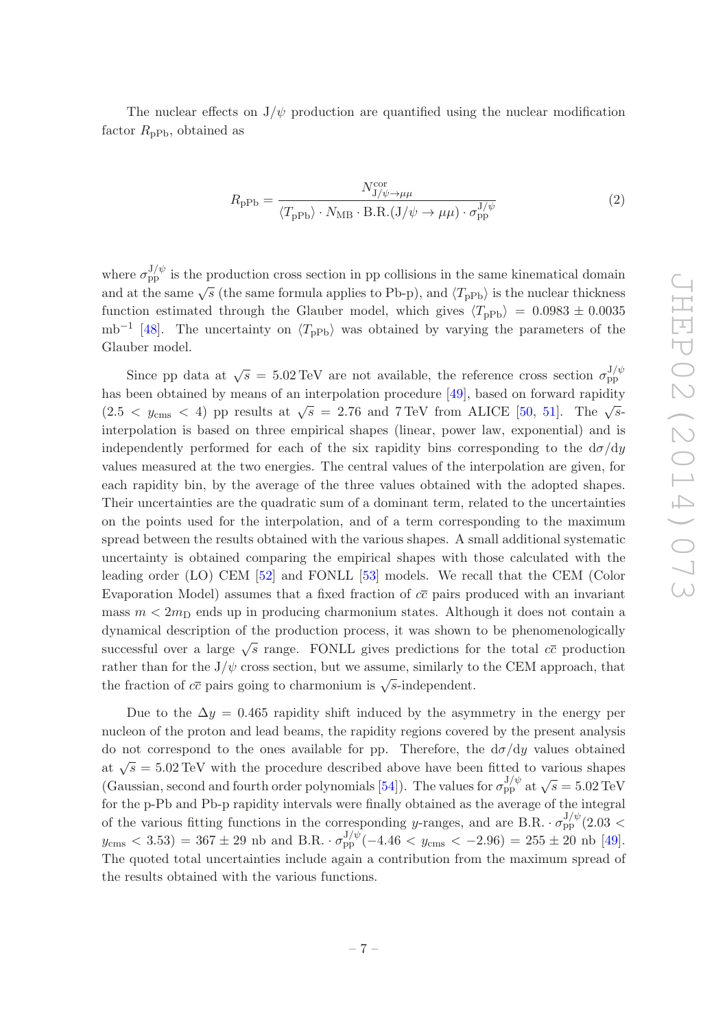The nuclear effects on J/$\psi$ production are quantified using the nuclear modification factor $R_{\rm pPb}$, obtained as

$$R_{\rm pPb} = \frac{N^{\rm cor}_{{\rm J}/\psi\to\mu\mu}}{\langle T_{\rm pPb}\rangle \cdot N_{\rm MB} \cdot {\rm B.R.}({\rm J}/\psi \to \mu\mu) \cdot \sigma^{{\rm J}/\psi}_{\rm pp}} \tag{2}$$

where $\sigma^{{\rm J}/\psi}_{\rm pp}$ is the production cross section in pp collisions in the same kinematical domain and at the same $\sqrt{s}$ (the same formula applies to Pb-p), and $\langle T_{\rm pPb}\rangle$ is the nuclear thickness function estimated through the Glauber model, which gives $\langle T_{\rm pPb}\rangle = 0.0983 \pm 0.0035$ mb$^{-1}$ [48]. The uncertainty on $\langle T_{\rm pPb}\rangle$ was obtained by varying the parameters of the Glauber model.

Since pp data at $\sqrt{s} = 5.02$ TeV are not available, the reference cross section $\sigma^{{\rm J}/\psi}_{\rm pp}$ has been obtained by means of an interpolation procedure [49], based on forward rapidity ($2.5 < y_{\rm cms} < 4$) pp results at $\sqrt{s} = 2.76$ and 7 TeV from ALICE [50, 51]. The $\sqrt{s}$-interpolation is based on three empirical shapes (linear, power law, exponential) and is independently performed for each of the six rapidity bins corresponding to the d$\sigma$/d$y$ values measured at the two energies. The central values of the interpolation are given, for each rapidity bin, by the average of the three values obtained with the adopted shapes. Their uncertainties are the quadratic sum of a dominant term, related to the uncertainties on the points used for the interpolation, and of a term corresponding to the maximum spread between the results obtained with the various shapes. A small additional systematic uncertainty is obtained comparing the empirical shapes with those calculated with the leading order (LO) CEM [52] and FONLL [53] models. We recall that the CEM (Color Evaporation Model) assumes that a fixed fraction of $c\bar{c}$ pairs produced with an invariant mass $m < 2m_{\rm D}$ ends up in producing charmonium states. Although it does not contain a dynamical description of the production process, it was shown to be phenomenologically successful over a large $\sqrt{s}$ range. FONLL gives predictions for the total $c\bar{c}$ production rather than for the J/$\psi$ cross section, but we assume, similarly to the CEM approach, that the fraction of $c\bar{c}$ pairs going to charmonium is $\sqrt{s}$-independent.

Due to the $\Delta y = 0.465$ rapidity shift induced by the asymmetry in the energy per nucleon of the proton and lead beams, the rapidity regions covered by the present analysis do not correspond to the ones available for pp. Therefore, the d$\sigma$/d$y$ values obtained at $\sqrt{s} = 5.02$ TeV with the procedure described above have been fitted to various shapes (Gaussian, second and fourth order polynomials [54]). The values for $\sigma^{{\rm J}/\psi}_{\rm pp}$ at $\sqrt{s} = 5.02$ TeV for the p-Pb and Pb-p rapidity intervals were finally obtained as the average of the integral of the various fitting functions in the corresponding $y$-ranges, and are ${\rm B.R.} \cdot \sigma^{{\rm J}/\psi}_{\rm pp}(2.03 < y_{\rm cms} < 3.53) = 367 \pm 29$ nb and ${\rm B.R.} \cdot \sigma^{{\rm J}/\psi}_{\rm pp}(-4.46 < y_{\rm cms} < -2.96) = 255 \pm 20$ nb [49]. The quoted total uncertainties include again a contribution from the maximum spread of the results obtained with the various functions.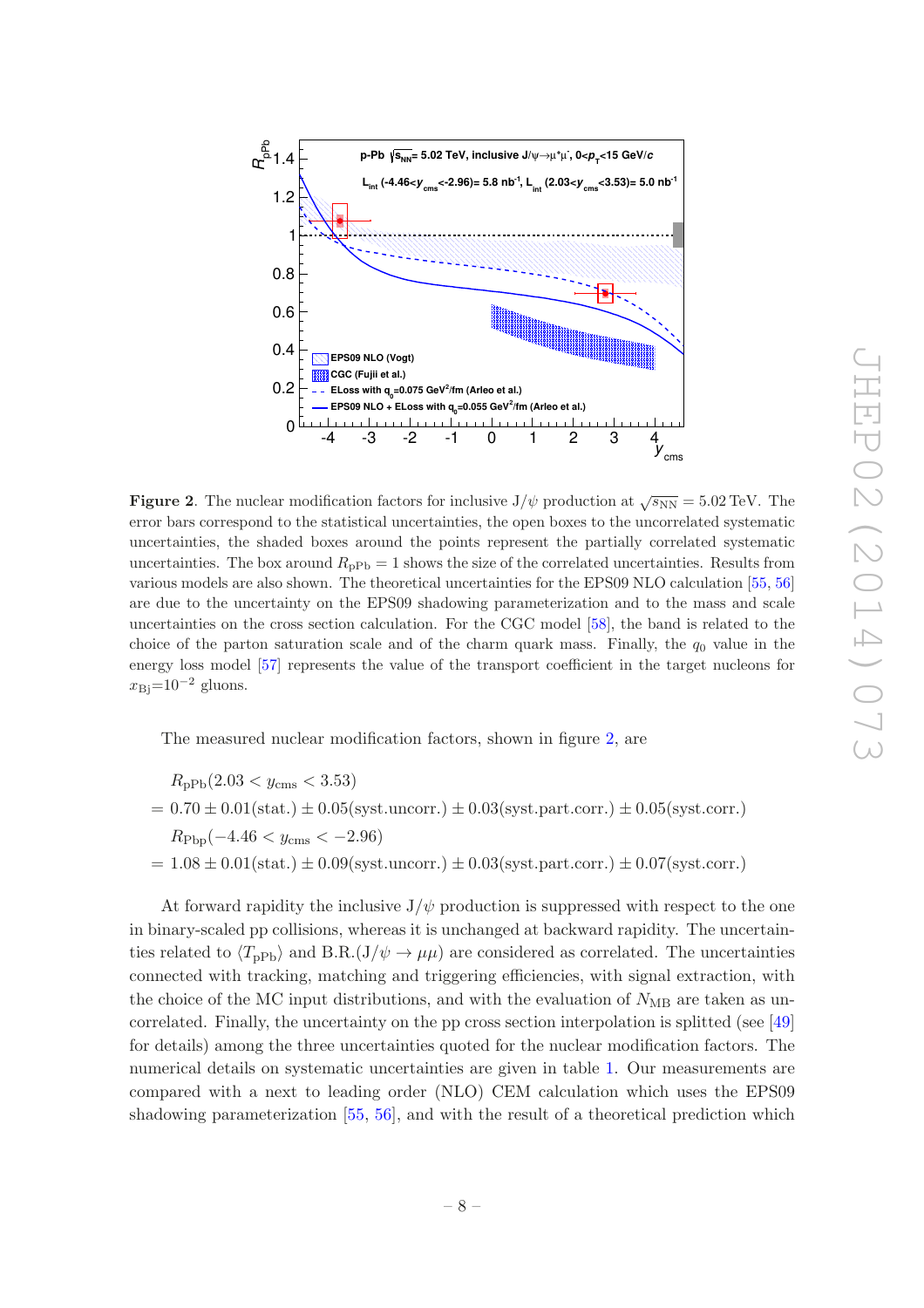**Figure 2**. The nuclear modification factors for inclusive J/$\psi$ production at $\sqrt{s_{\rm NN}} = 5.02$ TeV. The error bars correspond to the statistical uncertainties, the open boxes to the uncorrelated systematic uncertainties, the shaded boxes around the points represent the partially correlated systematic uncertainties. The box around $R_{\rm pPb} = 1$ shows the size of the correlated uncertainties. Results from various models are also shown. The theoretical uncertainties for the EPS09 NLO calculation [55, 56] are due to the uncertainty on the EPS09 shadowing parameterization and to the mass and scale uncertainties on the cross section calculation. For the CGC model [58], the band is related to the choice of the parton saturation scale and of the charm quark mass. Finally, the $q_0$ value in the energy loss model [57] represents the value of the transport coefficient in the target nucleons for $x_{\rm Bj}$=$10^{-2}$ gluons.

The measured nuclear modification factors, shown in figure 2, are

$$
\begin{aligned}
& R_{\rm pPb}(2.03 < y_{\rm cms} < 3.53) \\
= & \; 0.70 \pm 0.01({\rm stat.}) \pm 0.05({\rm syst.uncorr.}) \pm 0.03({\rm syst.part.corr.}) \pm 0.05({\rm syst.corr.}) \\
& R_{\rm Pbp}(-4.46 < y_{\rm cms} < -2.96) \\
= & \; 1.08 \pm 0.01({\rm stat.}) \pm 0.09({\rm syst.uncorr.}) \pm 0.03({\rm syst.part.corr.}) \pm 0.07({\rm syst.corr.})
\end{aligned}
$$

At forward rapidity the inclusive J/$\psi$ production is suppressed with respect to the one in binary-scaled pp collisions, whereas it is unchanged at backward rapidity. The uncertainties related to $\langle T_{\rm pPb} \rangle$ and B.R.(J/$\psi \to \mu\mu$) are considered as correlated. The uncertainties connected with tracking, matching and triggering efficiencies, with signal extraction, with the choice of the MC input distributions, and with the evaluation of $N_{\rm MB}$ are taken as uncorrelated. Finally, the uncertainty on the pp cross section interpolation is splitted (see [49] for details) among the three uncertainties quoted for the nuclear modification factors. The numerical details on systematic uncertainties are given in table 1. Our measurements are compared with a next to leading order (NLO) CEM calculation which uses the EPS09 shadowing parameterization [55, 56], and with the result of a theoretical prediction which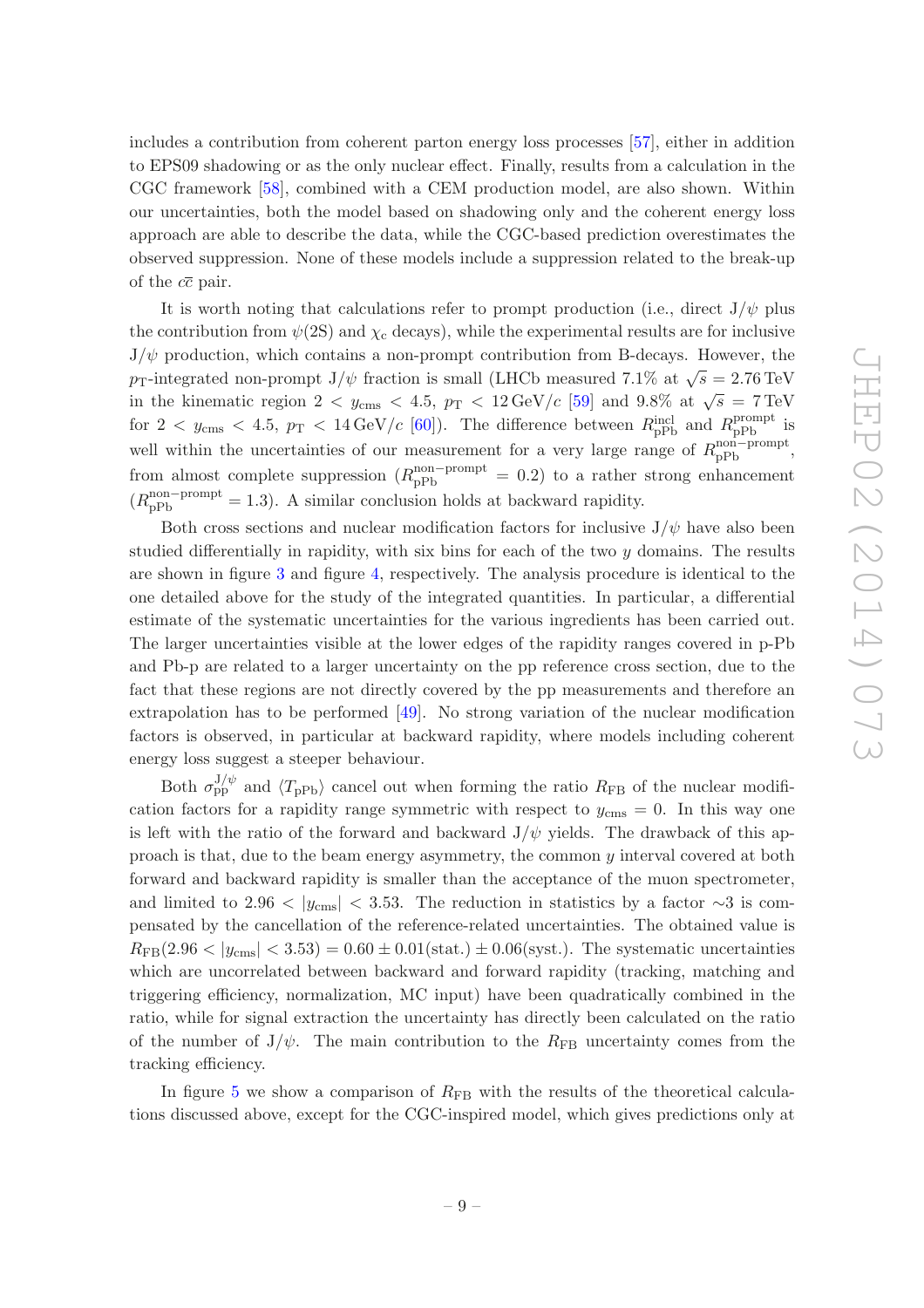includes a contribution from coherent parton energy loss processes [57], either in addition to EPS09 shadowing or as the only nuclear effect. Finally, results from a calculation in the CGC framework [58], combined with a CEM production model, are also shown. Within our uncertainties, both the model based on shadowing only and the coherent energy loss approach are able to describe the data, while the CGC-based prediction overestimates the observed suppression. None of these models include a suppression related to the break-up of the $c\bar{c}$ pair.

It is worth noting that calculations refer to prompt production (i.e., direct J/$\psi$ plus the contribution from $\psi$(2S) and $\chi_c$ decays), while the experimental results are for inclusive J/$\psi$ production, which contains a non-prompt contribution from B-decays. However, the $p_T$-integrated non-prompt J/$\psi$ fraction is small (LHCb measured 7.1% at $\sqrt{s} = 2.76$ TeV in the kinematic region $2 < y_{cms} < 4.5$, $p_T < 12$ GeV/$c$ [59] and 9.8% at $\sqrt{s} = 7$ TeV for $2 < y_{cms} < 4.5$, $p_T < 14$ GeV/$c$ [60]). The difference between $R_{pPb}^{incl}$ and $R_{pPb}^{prompt}$ is well within the uncertainties of our measurement for a very large range of $R_{pPb}^{non-prompt}$, from almost complete suppression ($R_{pPb}^{non-prompt} = 0.2$) to a rather strong enhancement ($R_{pPb}^{non-prompt} = 1.3$). A similar conclusion holds at backward rapidity.

Both cross sections and nuclear modification factors for inclusive J/$\psi$ have also been studied differentially in rapidity, with six bins for each of the two $y$ domains. The results are shown in figure 3 and figure 4, respectively. The analysis procedure is identical to the one detailed above for the study of the integrated quantities. In particular, a differential estimate of the systematic uncertainties for the various ingredients has been carried out. The larger uncertainties visible at the lower edges of the rapidity ranges covered in p-Pb and Pb-p are related to a larger uncertainty on the pp reference cross section, due to the fact that these regions are not directly covered by the pp measurements and therefore an extrapolation has to be performed [49]. No strong variation of the nuclear modification factors is observed, in particular at backward rapidity, where models including coherent energy loss suggest a steeper behaviour.

Both $\sigma_{pp}^{J/\psi}$ and $\langle T_{pPb} \rangle$ cancel out when forming the ratio $R_{FB}$ of the nuclear modification factors for a rapidity range symmetric with respect to $y_{cms} = 0$. In this way one is left with the ratio of the forward and backward J/$\psi$ yields. The drawback of this approach is that, due to the beam energy asymmetry, the common $y$ interval covered at both forward and backward rapidity is smaller than the acceptance of the muon spectrometer, and limited to $2.96 < |y_{cms}| < 3.53$. The reduction in statistics by a factor $\sim$3 is compensated by the cancellation of the reference-related uncertainties. The obtained value is $R_{FB}(2.96 < |y_{cms}| < 3.53) = 0.60 \pm 0.01(\text{stat.}) \pm 0.06(\text{syst.})$. The systematic uncertainties which are uncorrelated between backward and forward rapidity (tracking, matching and triggering efficiency, normalization, MC input) have been quadratically combined in the ratio, while for signal extraction the uncertainty has directly been calculated on the ratio of the number of J/$\psi$. The main contribution to the $R_{FB}$ uncertainty comes from the tracking efficiency.

In figure 5 we show a comparison of $R_{FB}$ with the results of the theoretical calculations discussed above, except for the CGC-inspired model, which gives predictions only at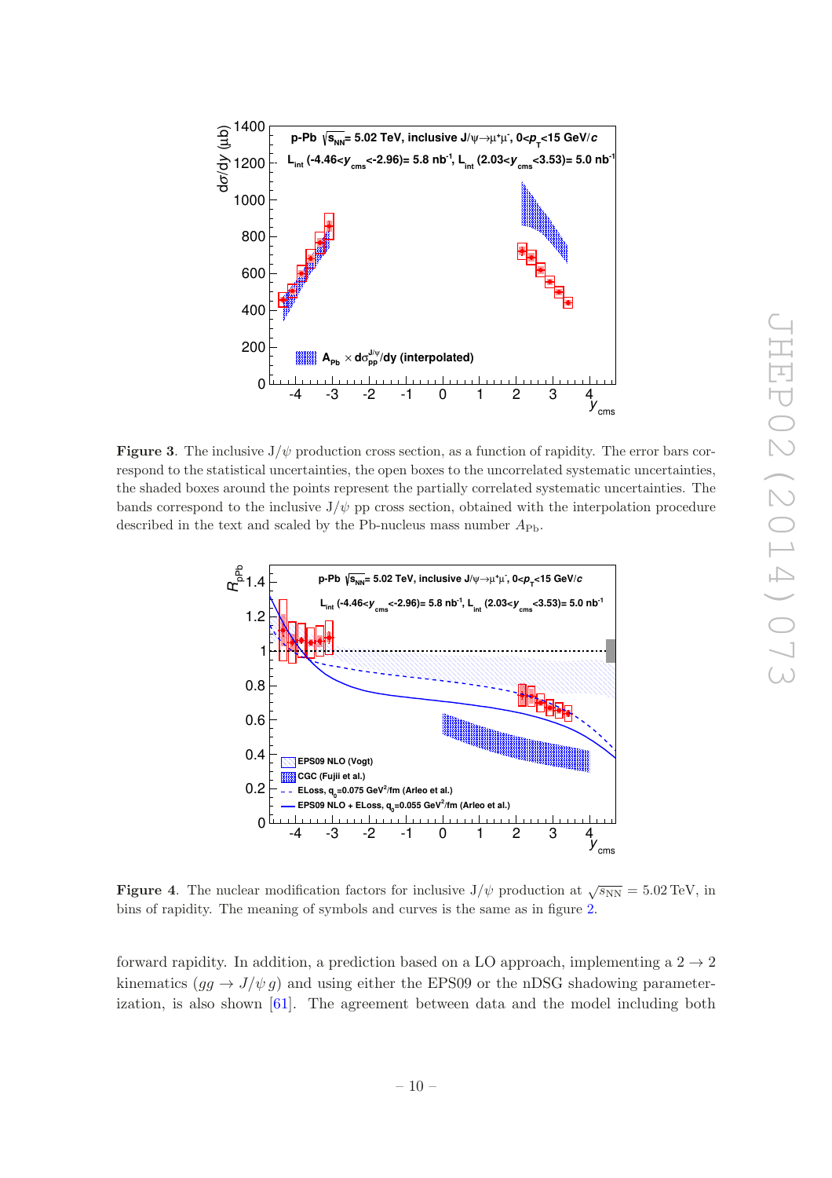**Figure 3**. The inclusive J/$\psi$ production cross section, as a function of rapidity. The error bars correspond to the statistical uncertainties, the open boxes to the uncorrelated systematic uncertainties, the shaded boxes around the points represent the partially correlated systematic uncertainties. The bands correspond to the inclusive J/$\psi$ pp cross section, obtained with the interpolation procedure described in the text and scaled by the Pb-nucleus mass number $A_{\rm Pb}$.

**Figure 4**. The nuclear modification factors for inclusive J/$\psi$ production at $\sqrt{s_{\rm NN}} = 5.02$ TeV, in bins of rapidity. The meaning of symbols and curves is the same as in figure 2.

forward rapidity. In addition, a prediction based on a LO approach, implementing a $2 \rightarrow 2$ kinematics ($gg \rightarrow J/\psi\, g$) and using either the EPS09 or the nDSG shadowing parameterization, is also shown [61]. The agreement between data and the model including both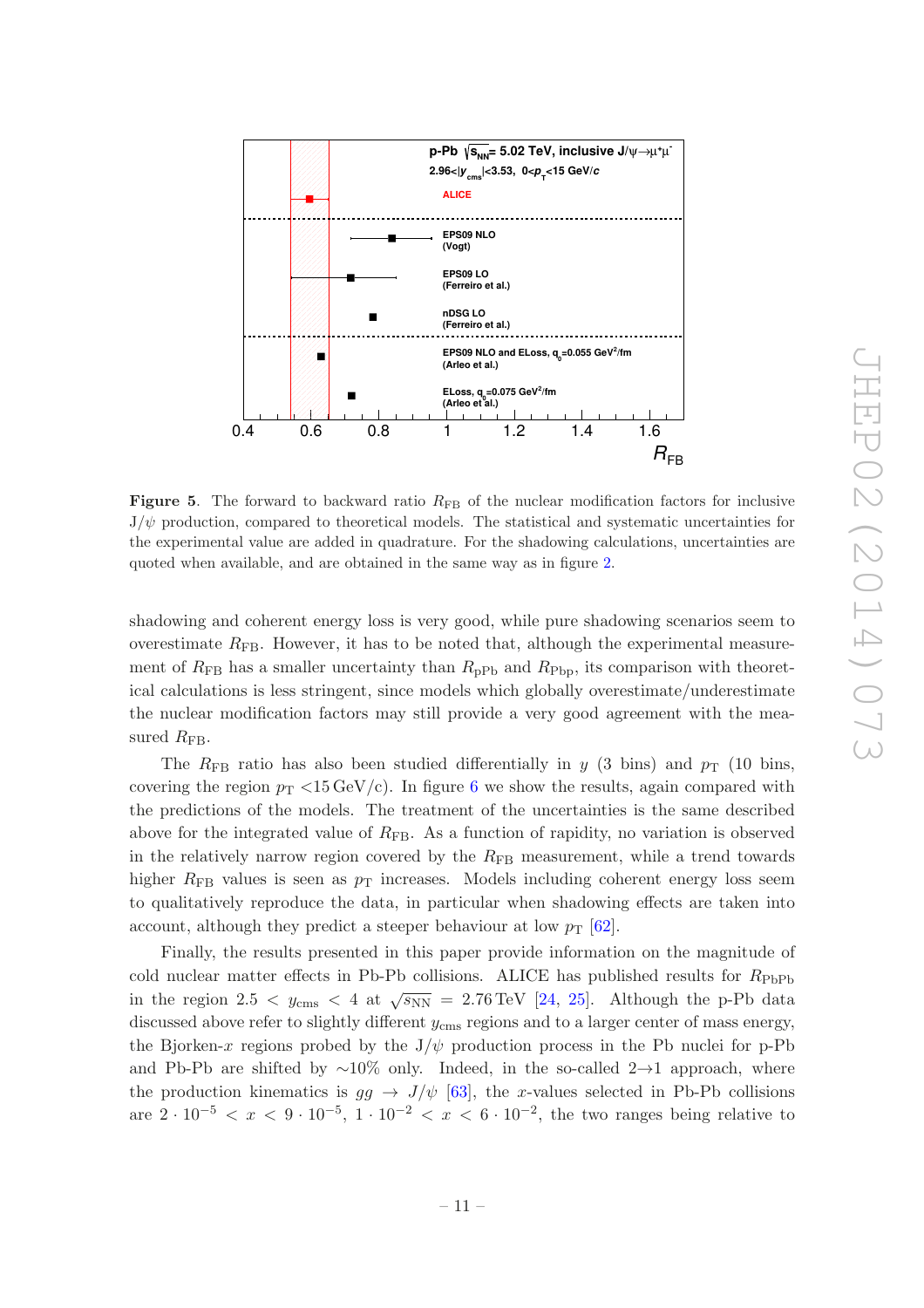**Figure 5**. The forward to backward ratio $R_{\rm FB}$ of the nuclear modification factors for inclusive J/$\psi$ production, compared to theoretical models. The statistical and systematic uncertainties for the experimental value are added in quadrature. For the shadowing calculations, uncertainties are quoted when available, and are obtained in the same way as in figure 2.

shadowing and coherent energy loss is very good, while pure shadowing scenarios seem to overestimate $R_{\rm FB}$. However, it has to be noted that, although the experimental measurement of $R_{\rm FB}$ has a smaller uncertainty than $R_{\rm pPb}$ and $R_{\rm Pbp}$, its comparison with theoretical calculations is less stringent, since models which globally overestimate/underestimate the nuclear modification factors may still provide a very good agreement with the measured $R_{\rm FB}$.

The $R_{\rm FB}$ ratio has also been studied differentially in $y$ (3 bins) and $p_{\rm T}$ (10 bins, covering the region $p_{\rm T}$ <15 GeV/c). In figure 6 we show the results, again compared with the predictions of the models. The treatment of the uncertainties is the same described above for the integrated value of $R_{\rm FB}$. As a function of rapidity, no variation is observed in the relatively narrow region covered by the $R_{\rm FB}$ measurement, while a trend towards higher $R_{\rm FB}$ values is seen as $p_{\rm T}$ increases. Models including coherent energy loss seem to qualitatively reproduce the data, in particular when shadowing effects are taken into account, although they predict a steeper behaviour at low $p_{\rm T}$ [62].

Finally, the results presented in this paper provide information on the magnitude of cold nuclear matter effects in Pb-Pb collisions. ALICE has published results for $R_{\rm PbPb}$ in the region $2.5 < y_{\rm cms} < 4$ at $\sqrt{s_{\rm NN}} = 2.76$ TeV [24, 25]. Although the p-Pb data discussed above refer to slightly different $y_{\rm cms}$ regions and to a larger center of mass energy, the Bjorken-$x$ regions probed by the J/$\psi$ production process in the Pb nuclei for p-Pb and Pb-Pb are shifted by ~10% only. Indeed, in the so-called 2→1 approach, where the production kinematics is $gg \to J/\psi$ [63], the $x$-values selected in Pb-Pb collisions are $2 \cdot 10^{-5} < x < 9 \cdot 10^{-5}$, $1 \cdot 10^{-2} < x < 6 \cdot 10^{-2}$, the two ranges being relative to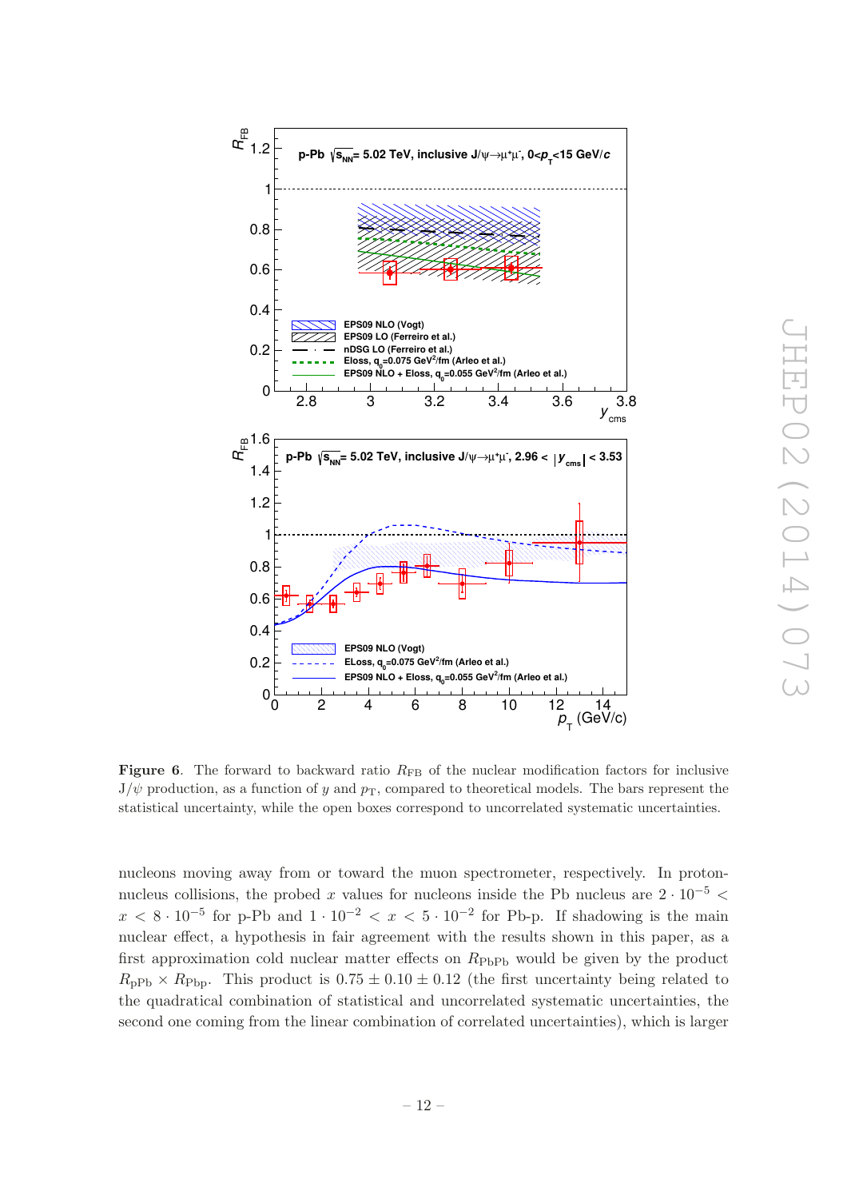**Figure 6**. The forward to backward ratio $R_{\mathrm{FB}}$ of the nuclear modification factors for inclusive $\mathrm{J}/\psi$ production, as a function of $y$ and $p_{\mathrm{T}}$, compared to theoretical models. The bars represent the statistical uncertainty, while the open boxes correspond to uncorrelated systematic uncertainties.

nucleons moving away from or toward the muon spectrometer, respectively. In proton-nucleus collisions, the probed $x$ values for nucleons inside the Pb nucleus are $2 \cdot 10^{-5} < x < 8 \cdot 10^{-5}$ for p-Pb and $1 \cdot 10^{-2} < x < 5 \cdot 10^{-2}$ for Pb-p. If shadowing is the main nuclear effect, a hypothesis in fair agreement with the results shown in this paper, as a first approximation cold nuclear matter effects on $R_{\mathrm{PbPb}}$ would be given by the product $R_{\mathrm{pPb}} \times R_{\mathrm{Pbp}}$. This product is $0.75 \pm 0.10 \pm 0.12$ (the first uncertainty being related to the quadratical combination of statistical and uncorrelated systematic uncertainties, the second one coming from the linear combination of correlated uncertainties), which is larger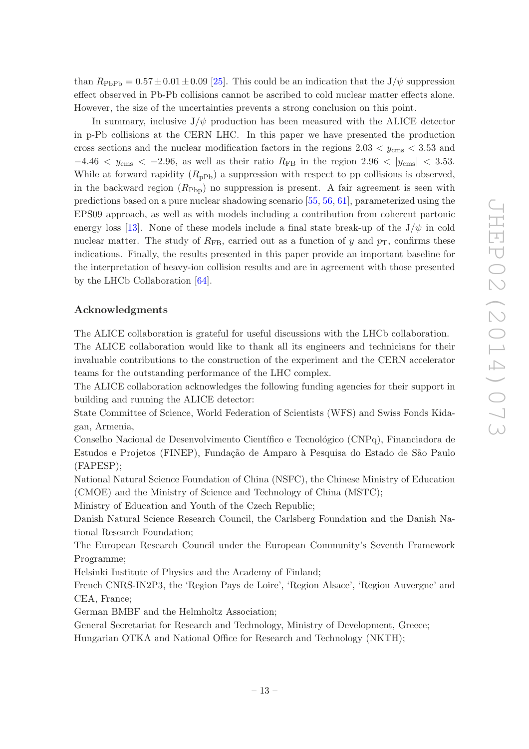than $R_{\rm PbPb} = 0.57 \pm 0.01 \pm 0.09$ [25]. This could be an indication that the J/$\psi$ suppression effect observed in Pb-Pb collisions cannot be ascribed to cold nuclear matter effects alone. However, the size of the uncertainties prevents a strong conclusion on this point.

In summary, inclusive J/$\psi$ production has been measured with the ALICE detector in p-Pb collisions at the CERN LHC. In this paper we have presented the production cross sections and the nuclear modification factors in the regions $2.03 < y_{\rm cms} < 3.53$ and $-4.46 < y_{\rm cms} < -2.96$, as well as their ratio $R_{\rm FB}$ in the region $2.96 < |y_{\rm cms}| < 3.53$. While at forward rapidity ($R_{\rm pPb}$) a suppression with respect to pp collisions is observed, in the backward region ($R_{\rm Pbp}$) no suppression is present. A fair agreement is seen with predictions based on a pure nuclear shadowing scenario [55, 56, 61], parameterized using the EPS09 approach, as well as with models including a contribution from coherent partonic energy loss [13]. None of these models include a final state break-up of the J/$\psi$ in cold nuclear matter. The study of $R_{\rm FB}$, carried out as a function of $y$ and $p_{\rm T}$, confirms these indications. Finally, the results presented in this paper provide an important baseline for the interpretation of heavy-ion collision results and are in agreement with those presented by the LHCb Collaboration [64].

## Acknowledgments

The ALICE collaboration is grateful for useful discussions with the LHCb collaboration.
The ALICE collaboration would like to thank all its engineers and technicians for their invaluable contributions to the construction of the experiment and the CERN accelerator teams for the outstanding performance of the LHC complex.
The ALICE collaboration acknowledges the following funding agencies for their support in building and running the ALICE detector:
State Committee of Science, World Federation of Scientists (WFS) and Swiss Fonds Kidagan, Armenia,
Conselho Nacional de Desenvolvimento Científico e Tecnológico (CNPq), Financiadora de Estudos e Projetos (FINEP), Fundação de Amparo à Pesquisa do Estado de São Paulo (FAPESP);
National Natural Science Foundation of China (NSFC), the Chinese Ministry of Education (CMOE) and the Ministry of Science and Technology of China (MSTC);
Ministry of Education and Youth of the Czech Republic;
Danish Natural Science Research Council, the Carlsberg Foundation and the Danish National Research Foundation;
The European Research Council under the European Community's Seventh Framework Programme;
Helsinki Institute of Physics and the Academy of Finland;
French CNRS-IN2P3, the 'Region Pays de Loire', 'Region Alsace', 'Region Auvergne' and CEA, France;
German BMBF and the Helmholtz Association;
General Secretariat for Research and Technology, Ministry of Development, Greece;
Hungarian OTKA and National Office for Research and Technology (NKTH);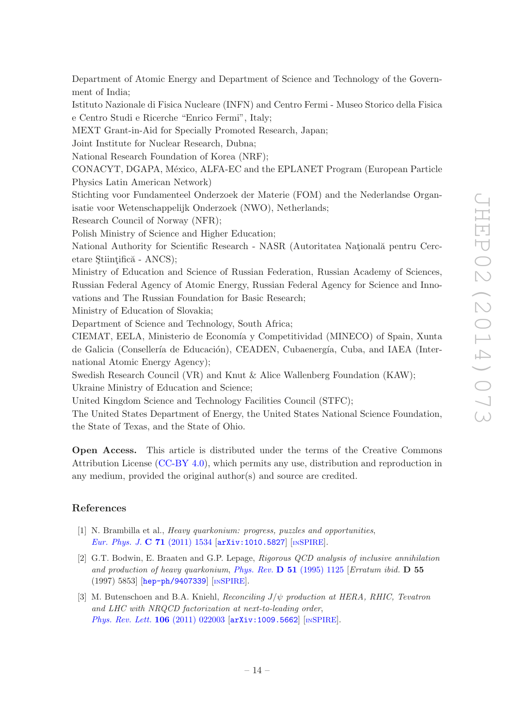Department of Atomic Energy and Department of Science and Technology of the Government of India;
Istituto Nazionale di Fisica Nucleare (INFN) and Centro Fermi - Museo Storico della Fisica e Centro Studi e Ricerche "Enrico Fermi", Italy;
MEXT Grant-in-Aid for Specially Promoted Research, Japan;
Joint Institute for Nuclear Research, Dubna;
National Research Foundation of Korea (NRF);
CONACYT, DGAPA, México, ALFA-EC and the EPLANET Program (European Particle Physics Latin American Network)
Stichting voor Fundamenteel Onderzoek der Materie (FOM) and the Nederlandse Organisatie voor Wetenschappelijk Onderzoek (NWO), Netherlands;
Research Council of Norway (NFR);
Polish Ministry of Science and Higher Education;
National Authority for Scientific Research - NASR (Autoritatea Naţională pentru Cercetare Ştiinţifică - ANCS);
Ministry of Education and Science of Russian Federation, Russian Academy of Sciences, Russian Federal Agency of Atomic Energy, Russian Federal Agency for Science and Innovations and The Russian Foundation for Basic Research;
Ministry of Education of Slovakia;
Department of Science and Technology, South Africa;
CIEMAT, EELA, Ministerio de Economía y Competitividad (MINECO) of Spain, Xunta de Galicia (Consellería de Educación), CEADEN, Cubaenergía, Cuba, and IAEA (International Atomic Energy Agency);
Swedish Research Council (VR) and Knut & Alice Wallenberg Foundation (KAW);
Ukraine Ministry of Education and Science;
United Kingdom Science and Technology Facilities Council (STFC);
The United States Department of Energy, the United States National Science Foundation, the State of Texas, and the State of Ohio.

**Open Access.** This article is distributed under the terms of the Creative Commons Attribution License (CC-BY 4.0), which permits any use, distribution and reproduction in any medium, provided the original author(s) and source are credited.

## References

[1] N. Brambilla et al., *Heavy quarkonium: progress, puzzles and opportunities*, *Eur. Phys. J.* **C 71** (2011) 1534 [arXiv:1010.5827] [INSPIRE].

[2] G.T. Bodwin, E. Braaten and G.P. Lepage, *Rigorous QCD analysis of inclusive annihilation and production of heavy quarkonium*, *Phys. Rev.* **D 51** (1995) 1125 [*Erratum ibid.* **D 55** (1997) 5853] [hep-ph/9407339] [INSPIRE].

[3] M. Butenschoen and B.A. Kniehl, *Reconciling $J/\psi$ production at HERA, RHIC, Tevatron and LHC with NRQCD factorization at next-to-leading order*, *Phys. Rev. Lett.* **106** (2011) 022003 [arXiv:1009.5662] [INSPIRE].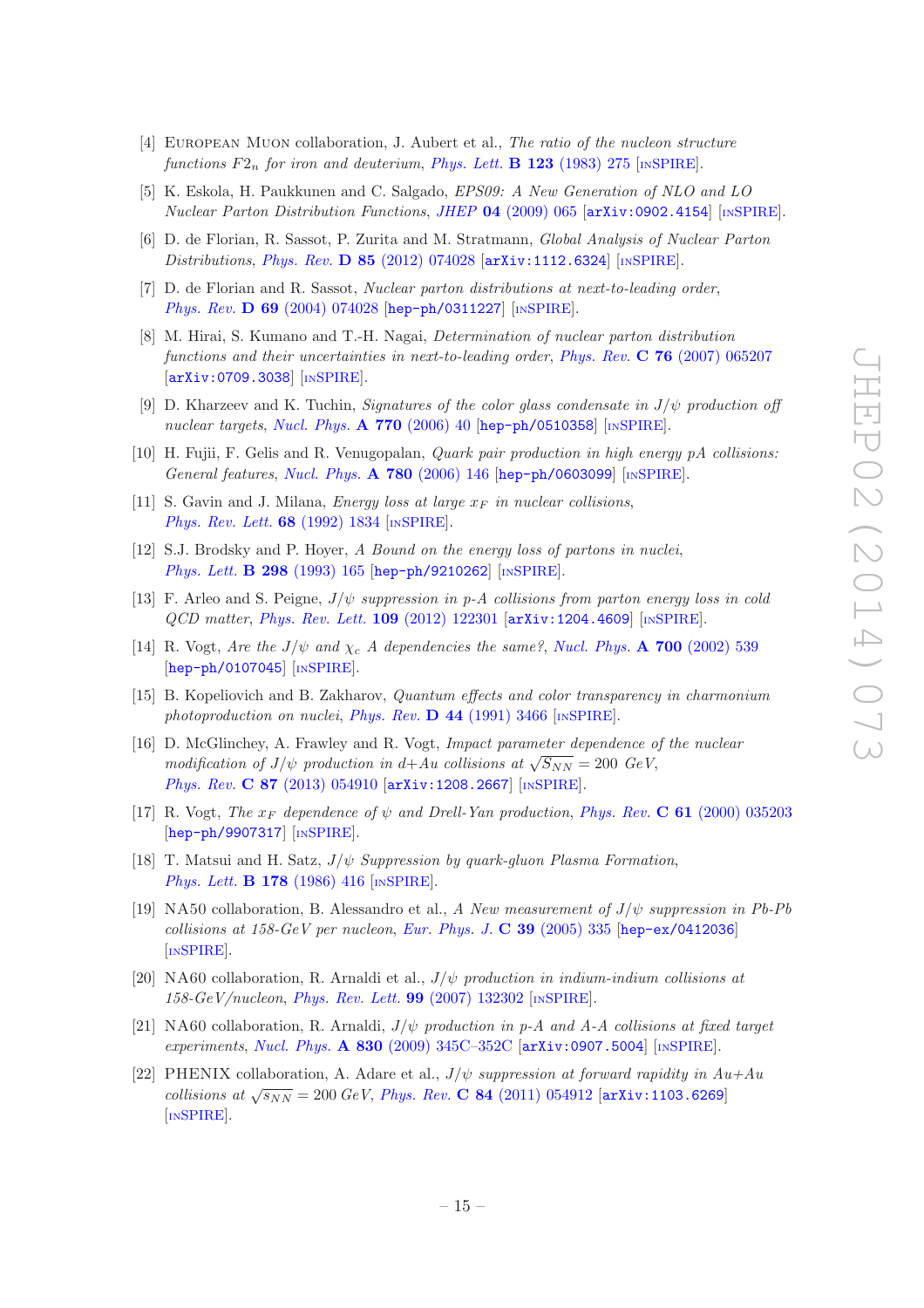[4] European Muon collaboration, J. Aubert et al., *The ratio of the nucleon structure functions $F2_n$ for iron and deuterium*, *Phys. Lett.* **B 123** (1983) 275 [inSPIRE].

[5] K. Eskola, H. Paukkunen and C. Salgado, *EPS09: A New Generation of NLO and LO Nuclear Parton Distribution Functions*, *JHEP* **04** (2009) 065 [arXiv:0902.4154] [inSPIRE].

[6] D. de Florian, R. Sassot, P. Zurita and M. Stratmann, *Global Analysis of Nuclear Parton Distributions*, *Phys. Rev.* **D 85** (2012) 074028 [arXiv:1112.6324] [inSPIRE].

[7] D. de Florian and R. Sassot, *Nuclear parton distributions at next-to-leading order*, *Phys. Rev.* **D 69** (2004) 074028 [hep-ph/0311227] [inSPIRE].

[8] M. Hirai, S. Kumano and T.-H. Nagai, *Determination of nuclear parton distribution functions and their uncertainties in next-to-leading order*, *Phys. Rev.* **C 76** (2007) 065207 [arXiv:0709.3038] [inSPIRE].

[9] D. Kharzeev and K. Tuchin, *Signatures of the color glass condensate in $J/\psi$ production off nuclear targets*, *Nucl. Phys.* **A 770** (2006) 40 [hep-ph/0510358] [inSPIRE].

[10] H. Fujii, F. Gelis and R. Venugopalan, *Quark pair production in high energy pA collisions: General features*, *Nucl. Phys.* **A 780** (2006) 146 [hep-ph/0603099] [inSPIRE].

[11] S. Gavin and J. Milana, *Energy loss at large $x_F$ in nuclear collisions*, *Phys. Rev. Lett.* **68** (1992) 1834 [inSPIRE].

[12] S.J. Brodsky and P. Hoyer, *A Bound on the energy loss of partons in nuclei*, *Phys. Lett.* **B 298** (1993) 165 [hep-ph/9210262] [inSPIRE].

[13] F. Arleo and S. Peigne, *$J/\psi$ suppression in p-A collisions from parton energy loss in cold QCD matter*, *Phys. Rev. Lett.* **109** (2012) 122301 [arXiv:1204.4609] [inSPIRE].

[14] R. Vogt, *Are the $J/\psi$ and $\chi_c$ A dependencies the same?*, *Nucl. Phys.* **A 700** (2002) 539 [hep-ph/0107045] [inSPIRE].

[15] B. Kopeliovich and B. Zakharov, *Quantum effects and color transparency in charmonium photoproduction on nuclei*, *Phys. Rev.* **D 44** (1991) 3466 [inSPIRE].

[16] D. McGlinchey, A. Frawley and R. Vogt, *Impact parameter dependence of the nuclear modification of $J/\psi$ production in d+Au collisions at $\sqrt{S_{NN}} = 200$ GeV*, *Phys. Rev.* **C 87** (2013) 054910 [arXiv:1208.2667] [inSPIRE].

[17] R. Vogt, *The $x_F$ dependence of $\psi$ and Drell-Yan production*, *Phys. Rev.* **C 61** (2000) 035203 [hep-ph/9907317] [inSPIRE].

[18] T. Matsui and H. Satz, *$J/\psi$ Suppression by quark-gluon Plasma Formation*, *Phys. Lett.* **B 178** (1986) 416 [inSPIRE].

[19] NA50 collaboration, B. Alessandro et al., *A New measurement of $J/\psi$ suppression in Pb-Pb collisions at 158-GeV per nucleon*, *Eur. Phys. J.* **C 39** (2005) 335 [hep-ex/0412036] [inSPIRE].

[20] NA60 collaboration, R. Arnaldi et al., *$J/\psi$ production in indium-indium collisions at 158-GeV/nucleon*, *Phys. Rev. Lett.* **99** (2007) 132302 [inSPIRE].

[21] NA60 collaboration, R. Arnaldi, *$J/\psi$ production in p-A and A-A collisions at fixed target experiments*, *Nucl. Phys.* **A 830** (2009) 345C–352C [arXiv:0907.5004] [inSPIRE].

[22] PHENIX collaboration, A. Adare et al., *$J/\psi$ suppression at forward rapidity in Au+Au collisions at $\sqrt{s_{NN}} = 200$ GeV*, *Phys. Rev.* **C 84** (2011) 054912 [arXiv:1103.6269] [inSPIRE].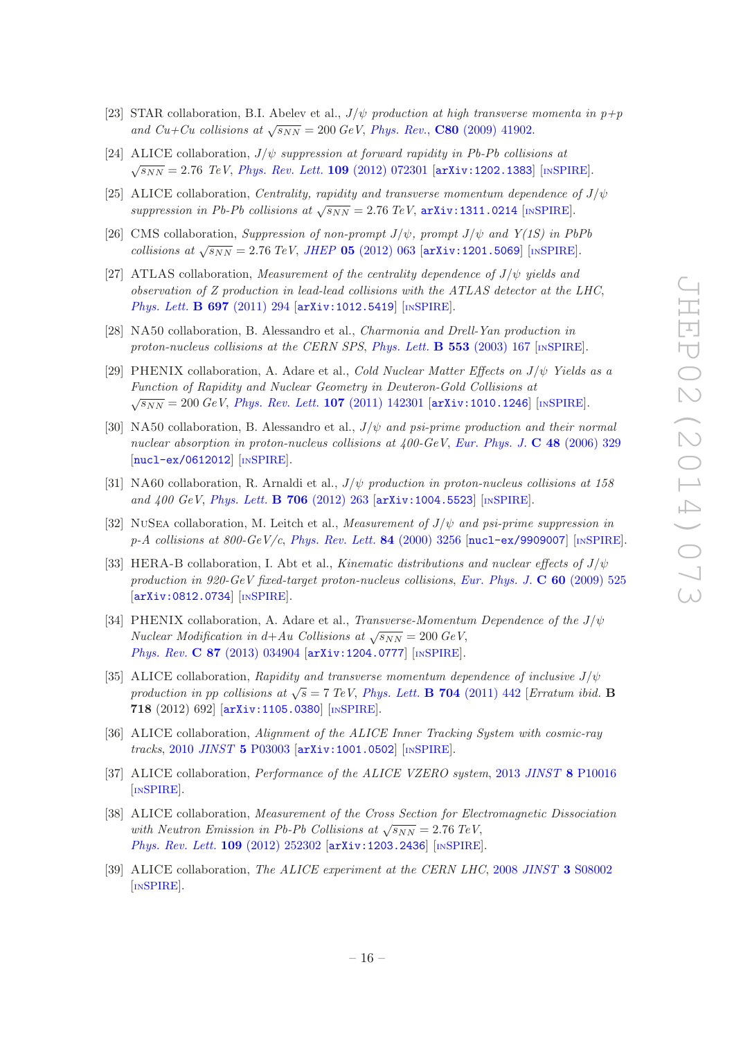[23] STAR collaboration, B.I. Abelev et al., *$J/\psi$ production at high transverse momenta in p+p and Cu+Cu collisions at $\sqrt{s_{NN}} = 200$ GeV*, Phys. Rev., **C80** (2009) 41902.

[24] ALICE collaboration, *$J/\psi$ suppression at forward rapidity in Pb-Pb collisions at $\sqrt{s_{NN}} = 2.76$ TeV*, Phys. Rev. Lett. **109** (2012) 072301 [arXiv:1202.1383] [INSPIRE].

[25] ALICE collaboration, *Centrality, rapidity and transverse momentum dependence of $J/\psi$ suppression in Pb-Pb collisions at $\sqrt{s_{NN}} = 2.76$ TeV*, arXiv:1311.0214 [INSPIRE].

[26] CMS collaboration, *Suppression of non-prompt $J/\psi$, prompt $J/\psi$ and Y(1S) in PbPb collisions at $\sqrt{s_{NN}} = 2.76$ TeV*, JHEP **05** (2012) 063 [arXiv:1201.5069] [INSPIRE].

[27] ATLAS collaboration, *Measurement of the centrality dependence of $J/\psi$ yields and observation of Z production in lead-lead collisions with the ATLAS detector at the LHC*, Phys. Lett. **B 697** (2011) 294 [arXiv:1012.5419] [INSPIRE].

[28] NA50 collaboration, B. Alessandro et al., *Charmonia and Drell-Yan production in proton-nucleus collisions at the CERN SPS*, Phys. Lett. **B 553** (2003) 167 [INSPIRE].

[29] PHENIX collaboration, A. Adare et al., *Cold Nuclear Matter Effects on $J/\psi$ Yields as a Function of Rapidity and Nuclear Geometry in Deuteron-Gold Collisions at $\sqrt{s_{NN}} = 200$ GeV*, Phys. Rev. Lett. **107** (2011) 142301 [arXiv:1010.1246] [INSPIRE].

[30] NA50 collaboration, B. Alessandro et al., *$J/\psi$ and psi-prime production and their normal nuclear absorption in proton-nucleus collisions at 400-GeV*, Eur. Phys. J. **C 48** (2006) 329 [nucl-ex/0612012] [INSPIRE].

[31] NA60 collaboration, R. Arnaldi et al., *$J/\psi$ production in proton-nucleus collisions at 158 and 400 GeV*, Phys. Lett. **B 706** (2012) 263 [arXiv:1004.5523] [INSPIRE].

[32] NuSea collaboration, M. Leitch et al., *Measurement of $J/\psi$ and psi-prime suppression in p-A collisions at 800-GeV/c*, Phys. Rev. Lett. **84** (2000) 3256 [nucl-ex/9909007] [INSPIRE].

[33] HERA-B collaboration, I. Abt et al., *Kinematic distributions and nuclear effects of $J/\psi$ production in 920-GeV fixed-target proton-nucleus collisions*, Eur. Phys. J. **C 60** (2009) 525 [arXiv:0812.0734] [INSPIRE].

[34] PHENIX collaboration, A. Adare et al., *Transverse-Momentum Dependence of the $J/\psi$ Nuclear Modification in d+Au Collisions at $\sqrt{s_{NN}} = 200$ GeV*, Phys. Rev. **C 87** (2013) 034904 [arXiv:1204.0777] [INSPIRE].

[35] ALICE collaboration, *Rapidity and transverse momentum dependence of inclusive $J/\psi$ production in pp collisions at $\sqrt{s} = 7$ TeV*, Phys. Lett. **B 704** (2011) 442 [*Erratum ibid.* **B 718** (2012) 692] [arXiv:1105.0380] [INSPIRE].

[36] ALICE collaboration, *Alignment of the ALICE Inner Tracking System with cosmic-ray tracks*, 2010 JINST **5** P03003 [arXiv:1001.0502] [INSPIRE].

[37] ALICE collaboration, *Performance of the ALICE VZERO system*, 2013 JINST **8** P10016 [INSPIRE].

[38] ALICE collaboration, *Measurement of the Cross Section for Electromagnetic Dissociation with Neutron Emission in Pb-Pb Collisions at $\sqrt{s_{NN}} = 2.76$ TeV*, Phys. Rev. Lett. **109** (2012) 252302 [arXiv:1203.2436] [INSPIRE].

[39] ALICE collaboration, *The ALICE experiment at the CERN LHC*, 2008 JINST **3** S08002 [INSPIRE].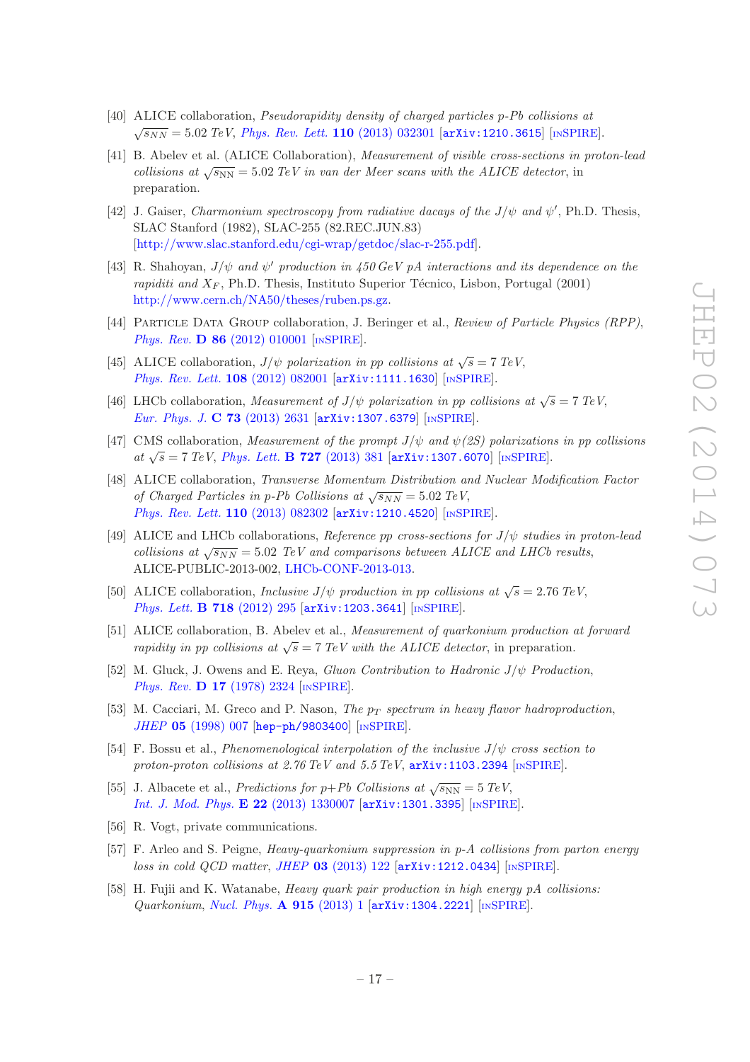[40] ALICE collaboration, *Pseudorapidity density of charged particles p-Pb collisions at* $\sqrt{s_{NN}} = 5.02$ *TeV*, *Phys. Rev. Lett.* **110** (2013) 032301 [arXiv:1210.3615] [INSPIRE].

[41] B. Abelev et al. (ALICE Collaboration), *Measurement of visible cross-sections in proton-lead collisions at* $\sqrt{s_{\rm NN}} = 5.02$ *TeV in van der Meer scans with the ALICE detector*, in preparation.

[42] J. Gaiser, *Charmonium spectroscopy from radiative dacays of the* $J/\psi$ *and* $\psi'$, Ph.D. Thesis, SLAC Stanford (1982), SLAC-255 (82.REC.JUN.83) [http://www.slac.stanford.edu/cgi-wrap/getdoc/slac-r-255.pdf].

[43] R. Shahoyan, $J/\psi$ *and* $\psi'$ *production in 450 GeV pA interactions and its dependence on the rapiditi and* $X_F$, Ph.D. Thesis, Instituto Superior Técnico, Lisbon, Portugal (2001) http://www.cern.ch/NA50/theses/ruben.ps.gz.

[44] Particle Data Group collaboration, J. Beringer et al., *Review of Particle Physics (RPP)*, *Phys. Rev.* **D 86** (2012) 010001 [INSPIRE].

[45] ALICE collaboration, $J/\psi$ *polarization in pp collisions at* $\sqrt{s} = 7$ *TeV*, *Phys. Rev. Lett.* **108** (2012) 082001 [arXiv:1111.1630] [INSPIRE].

[46] LHCb collaboration, *Measurement of* $J/\psi$ *polarization in pp collisions at* $\sqrt{s} = 7$ *TeV*, *Eur. Phys. J.* **C 73** (2013) 2631 [arXiv:1307.6379] [INSPIRE].

[47] CMS collaboration, *Measurement of the prompt* $J/\psi$ *and* $\psi(2S)$ *polarizations in pp collisions at* $\sqrt{s} = 7$ *TeV*, *Phys. Lett.* **B 727** (2013) 381 [arXiv:1307.6070] [INSPIRE].

[48] ALICE collaboration, *Transverse Momentum Distribution and Nuclear Modification Factor of Charged Particles in p-Pb Collisions at* $\sqrt{s_{NN}} = 5.02$ *TeV*, *Phys. Rev. Lett.* **110** (2013) 082302 [arXiv:1210.4520] [INSPIRE].

[49] ALICE and LHCb collaborations, *Reference pp cross-sections for* $J/\psi$ *studies in proton-lead collisions at* $\sqrt{s_{NN}} = 5.02$ *TeV and comparisons between ALICE and LHCb results*, ALICE-PUBLIC-2013-002, LHCb-CONF-2013-013.

[50] ALICE collaboration, *Inclusive* $J/\psi$ *production in pp collisions at* $\sqrt{s} = 2.76$ *TeV*, *Phys. Lett.* **B 718** (2012) 295 [arXiv:1203.3641] [INSPIRE].

[51] ALICE collaboration, B. Abelev et al., *Measurement of quarkonium production at forward rapidity in pp collisions at* $\sqrt{s} = 7$ *TeV with the ALICE detector*, in preparation.

[52] M. Gluck, J. Owens and E. Reya, *Gluon Contribution to Hadronic* $J/\psi$ *Production*, *Phys. Rev.* **D 17** (1978) 2324 [INSPIRE].

[53] M. Cacciari, M. Greco and P. Nason, *The* $p_T$ *spectrum in heavy flavor hadroproduction*, *JHEP* **05** (1998) 007 [hep-ph/9803400] [INSPIRE].

[54] F. Bossu et al., *Phenomenological interpolation of the inclusive* $J/\psi$ *cross section to proton-proton collisions at 2.76 TeV and 5.5 TeV*, arXiv:1103.2394 [INSPIRE].

[55] J. Albacete et al., *Predictions for p+Pb Collisions at* $\sqrt{s_{\rm NN}} = 5$ *TeV*, *Int. J. Mod. Phys.* **E 22** (2013) 1330007 [arXiv:1301.3395] [INSPIRE].

[56] R. Vogt, private communications.

[57] F. Arleo and S. Peigne, *Heavy-quarkonium suppression in p-A collisions from parton energy loss in cold QCD matter*, *JHEP* **03** (2013) 122 [arXiv:1212.0434] [INSPIRE].

[58] H. Fujii and K. Watanabe, *Heavy quark pair production in high energy pA collisions: Quarkonium*, *Nucl. Phys.* **A 915** (2013) 1 [arXiv:1304.2221] [INSPIRE].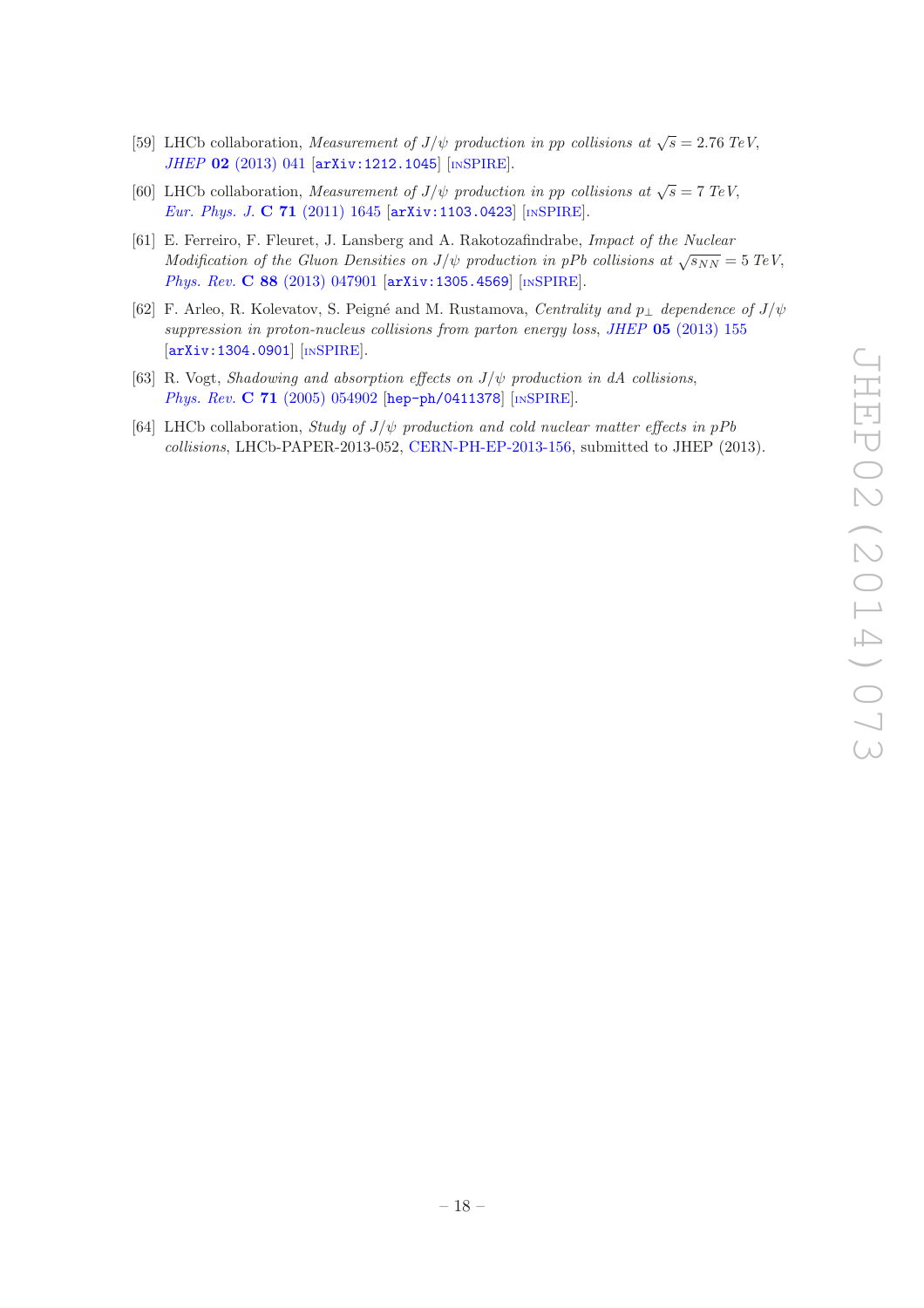[59] LHCb collaboration, *Measurement of $J/\psi$ production in pp collisions at $\sqrt{s} = 2.76$ TeV*, *JHEP* **02** (2013) 041 [arXiv:1212.1045] [INSPIRE].

[60] LHCb collaboration, *Measurement of $J/\psi$ production in pp collisions at $\sqrt{s} = 7$ TeV*, *Eur. Phys. J.* **C 71** (2011) 1645 [arXiv:1103.0423] [INSPIRE].

[61] E. Ferreiro, F. Fleuret, J. Lansberg and A. Rakotozafindrabe, *Impact of the Nuclear Modification of the Gluon Densities on $J/\psi$ production in pPb collisions at $\sqrt{s_{NN}} = 5$ TeV*, *Phys. Rev.* **C 88** (2013) 047901 [arXiv:1305.4569] [INSPIRE].

[62] F. Arleo, R. Kolevatov, S. Peigné and M. Rustamova, *Centrality and $p_\perp$ dependence of $J/\psi$ suppression in proton-nucleus collisions from parton energy loss*, *JHEP* **05** (2013) 155 [arXiv:1304.0901] [INSPIRE].

[63] R. Vogt, *Shadowing and absorption effects on $J/\psi$ production in dA collisions*, *Phys. Rev.* **C 71** (2005) 054902 [hep-ph/0411378] [INSPIRE].

[64] LHCb collaboration, *Study of $J/\psi$ production and cold nuclear matter effects in pPb collisions*, LHCb-PAPER-2013-052, CERN-PH-EP-2013-156, submitted to JHEP (2013).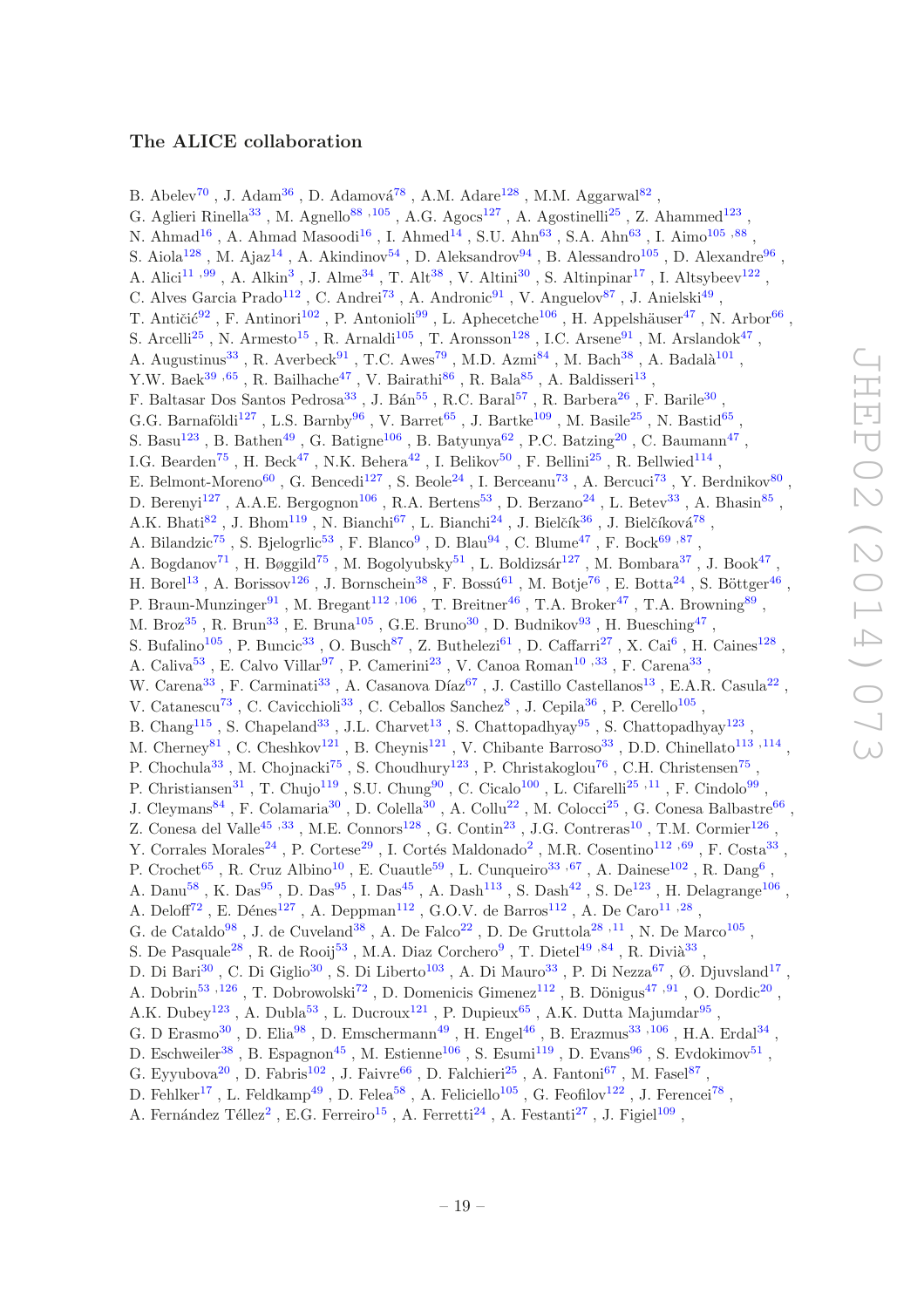## The ALICE collaboration

B. Abelev[70] , J. Adam[36] , D. Adamová[78] , A.M. Adare[128] , M.M. Aggarwal[82] , G. Aglieri Rinella[33] , M. Agnello[88 ,105] , A.G. Agocs[127] , A. Agostinelli[25] , Z. Ahammed[123] , N. Ahmad[16] , A. Ahmad Masoodi[16] , I. Ahmed[14] , S.U. Ahn[63] , S.A. Ahn[63] , I. Aimo[105 ,88] , S. Aiola[128] , M. Ajaz[14] , A. Akindinov[54] , D. Aleksandrov[94] , B. Alessandro[105] , D. Alexandre[96] , A. Alici[11 ,99] , A. Alkin[3] , J. Alme[34] , T. Alt[38] , V. Altini[30] , S. Altinpinar[17] , I. Altsybeev[122] , C. Alves Garcia Prado[112] , C. Andrei[73] , A. Andronic[91] , V. Anguelov[87] , J. Anielski[49] , T. Antičić[92] , F. Antinori[102] , P. Antonioli[99] , L. Aphecetche[106] , H. Appelshäuser[47] , N. Arbor[66] , S. Arcelli[25] , N. Armesto[15] , R. Arnaldi[105] , T. Aronsson[128] , I.C. Arsene[91] , M. Arslandok[47] , A. Augustinus[33] , R. Averbeck[91] , T.C. Awes[79] , M.D. Azmi[84] , M. Bach[38] , A. Badalà[101] , Y.W. Baek[39 ,65] , R. Bailhache[47] , V. Bairathi[86] , R. Bala[85] , A. Baldisseri[13] , F. Baltasar Dos Santos Pedrosa[33] , J. Bán[55] , R.C. Baral[57] , R. Barbera[26] , F. Barile[30] , G.G. Barnaföldi[127] , L.S. Barnby[96] , V. Barret[65] , J. Bartke[109] , M. Basile[25] , N. Bastid[65] , S. Basu[123] , B. Bathen[49] , G. Batigne[106] , B. Batyunya[62] , P.C. Batzing[20] , C. Baumann[47] , I.G. Bearden[75] , H. Beck[47] , N.K. Behera[42] , I. Belikov[50] , F. Bellini[25] , R. Bellwied[114] , E. Belmont-Moreno[60] , G. Bencedi[127] , S. Beole[24] , I. Berceanu[73] , A. Bercuci[73] , Y. Berdnikov[80] , D. Berenyi[127] , A.A.E. Bergognon[106] , R.A. Bertens[53] , D. Berzano[24] , L. Betev[33] , A. Bhasin[85] , A.K. Bhati[82] , J. Bhom[119] , N. Bianchi[67] , L. Bianchi[24] , J. Bielčík[36] , J. Bielčíková[78] , A. Bilandzic[75] , S. Bjelogrlic[53] , F. Blanco[9] , D. Blau[94] , C. Blume[47] , F. Bock[69 ,87] , A. Bogdanov[71] , H. Bøggild[75] , M. Bogolyubsky[51] , L. Boldizsár[127] , M. Bombara[37] , J. Book[47] , H. Borel[13] , A. Borissov[126] , J. Bornschein[38] , F. Bossú[61] , M. Botje[76] , E. Botta[24] , S. Böttger[46] , P. Braun-Munzinger[91] , M. Bregant[112 ,106] , T. Breitner[46] , T.A. Broker[47] , T.A. Browning[89] , M. Broz[35] , R. Brun[33] , E. Bruna[105] , G.E. Bruno[30] , D. Budnikov[93] , H. Buesching[47] , S. Bufalino[105] , P. Buncic[33] , O. Busch[87] , Z. Buthelezi[61] , D. Caffarri[27] , X. Cai[6] , H. Caines[128] , A. Caliva[53] , E. Calvo Villar[97] , P. Camerini[23] , V. Canoa Roman[10 ,33] , F. Carena[33] , W. Carena[33] , F. Carminati[33] , A. Casanova Díaz[67] , J. Castillo Castellanos[13] , E.A.R. Casula[22] , V. Catanescu[73] , C. Cavicchioli[33] , C. Ceballos Sanchez[8] , J. Cepila[36] , P. Cerello[105] , B. Chang[115] , S. Chapeland[33] , J.L. Charvet[13] , S. Chattopadhyay[95] , S. Chattopadhyay[123] , M. Cherney[81] , C. Cheshkov[121] , B. Cheynis[121] , V. Chibante Barroso[33] , D.D. Chinellato[113 ,114] , P. Chochula[33] , M. Chojnacki[75] , S. Choudhury[123] , P. Christakoglou[76] , C.H. Christensen[75] , P. Christiansen[31] , T. Chujo[119] , S.U. Chung[90] , C. Cicalo[100] , L. Cifarelli[25 ,11] , F. Cindolo[99] , J. Cleymans[84] , F. Colamaria[30] , D. Colella[30] , A. Collu[22] , M. Colocci[25] , G. Conesa Balbastre[66] , Z. Conesa del Valle[45 ,33] , M.E. Connors[128] , G. Contin[23] , J.G. Contreras[10] , T.M. Cormier[126] , Y. Corrales Morales[24] , P. Cortese[29] , I. Cortés Maldonado[2] , M.R. Cosentino[112 ,69] , F. Costa[33] , P. Crochet[65] , R. Cruz Albino[10] , E. Cuautle[59] , L. Cunqueiro[33 ,67] , A. Dainese[102] , R. Dang[6] , A. Danu[58] , K. Das[95] , D. Das[95] , I. Das[45] , A. Dash[113] , S. Dash[42] , S. De[123] , H. Delagrange[106] , A. Deloff[72] , E. Dénes[127] , A. Deppman[112] , G.O.V. de Barros[112] , A. De Caro[11 ,28] , G. de Cataldo[98] , J. de Cuveland[38] , A. De Falco[22] , D. De Gruttola[28 ,11] , N. De Marco[105] , S. De Pasquale[28] , R. de Rooij[53] , M.A. Diaz Corchero[9] , T. Dietel[49 ,84] , R. Divià[33] , D. Di Bari[30] , C. Di Giglio[30] , S. Di Liberto[103] , A. Di Mauro[33] , P. Di Nezza[67] , Ø. Djuvsland[17] , A. Dobrin[53 ,126] , T. Dobrowolski[72] , D. Domenicis Gimenez[112] , B. Dönigus[47 ,91] , O. Dordic[20] , A.K. Dubey[123] , A. Dubla[53] , L. Ducroux[121] , P. Dupieux[65] , A.K. Dutta Majumdar[95] , G. D Erasmo[30] , D. Elia[98] , D. Emschermann[49] , H. Engel[46] , B. Erazmus[33 ,106] , H.A. Erdal[34] , D. Eschweiler[38] , B. Espagnon[45] , M. Estienne[106] , S. Esumi[119] , D. Evans[96] , S. Evdokimov[51] , G. Eyyubova[20] , D. Fabris[102] , J. Faivre[66] , D. Falchieri[25] , A. Fantoni[67] , M. Fasel[87] , D. Fehlker[17] , L. Feldkamp[49] , D. Felea[58] , A. Feliciello[105] , G. Feofilov[122] , J. Ferencei[78] , A. Fernández Téllez[2] , E.G. Ferreiro[15] , A. Ferretti[24] , A. Festanti[27] , J. Figiel[109] ,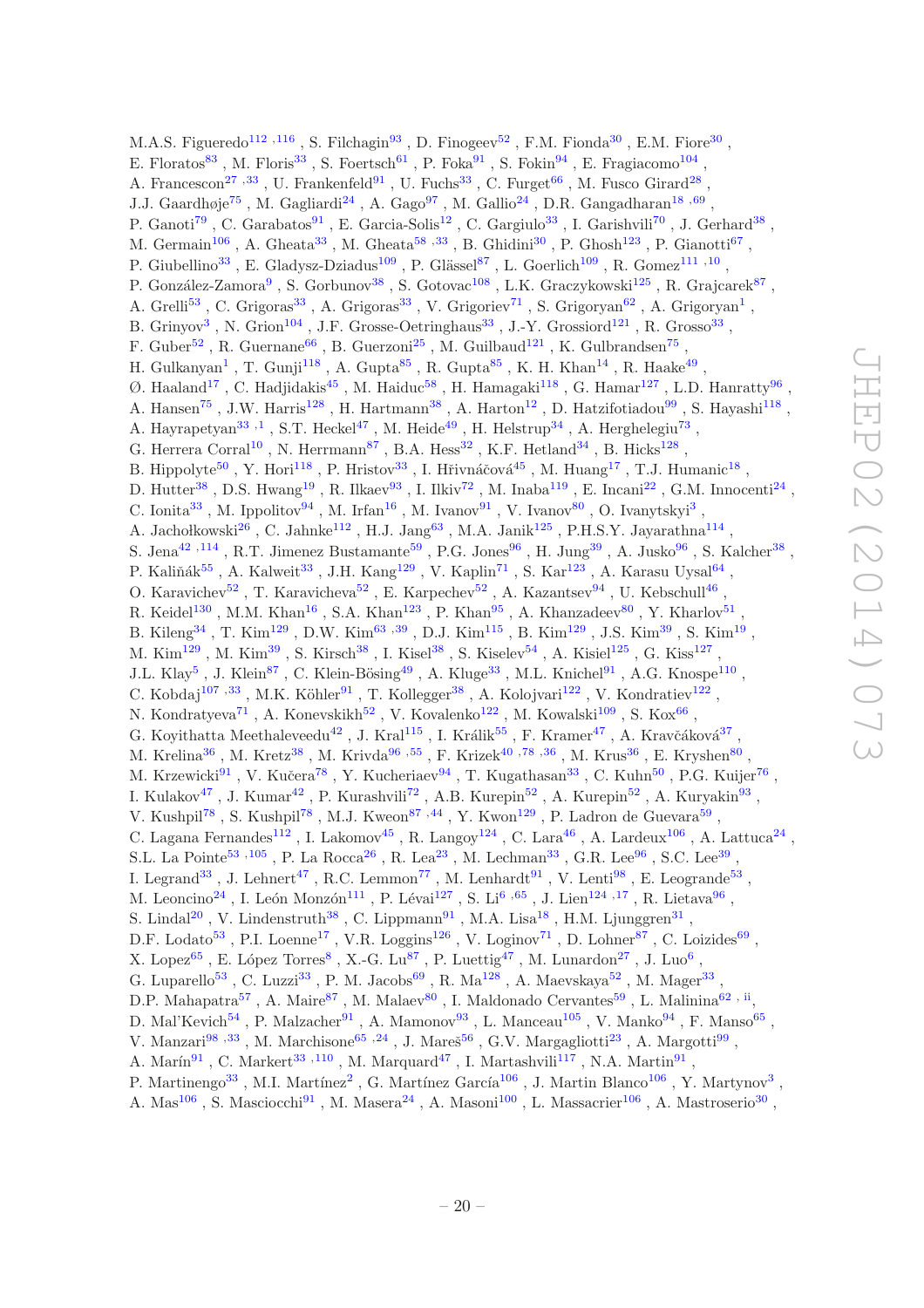M.A.S. Figueredo[112,116], S. Filchagin[93], D. Finogeev[52], F.M. Fionda[30], E.M. Fiore[30], E. Floratos[83], M. Floris[33], S. Foertsch[61], P. Foka[91], S. Fokin[94], E. Fragiacomo[104], A. Francescon[27,33], U. Frankenfeld[91], U. Fuchs[33], C. Furget[66], M. Fusco Girard[28], J.J. Gaardhøje[75], M. Gagliardi[24], A. Gago[97], M. Gallio[24], D.R. Gangadharan[18,69], P. Ganoti[79], C. Garabatos[91], E. Garcia-Solis[12], C. Gargiulo[33], I. Garishvili[70], J. Gerhard[38], M. Germain[106], A. Gheata[33], M. Gheata[58,33], B. Ghidini[30], P. Ghosh[123], P. Gianotti[67], P. Giubellino[33], E. Gladysz-Dziadus[109], P. Glässel[87], L. Goerlich[109], R. Gomez[111,10], P. González-Zamora[9], S. Gorbunov[38], S. Gotovac[108], L.K. Graczykowski[125], R. Grajcarek[87], A. Grelli[53], C. Grigoras[33], A. Grigoras[33], V. Grigoriev[71], S. Grigoryan[62], A. Grigoryan[1], B. Grinyov[3], N. Grion[104], J.F. Grosse-Oetringhaus[33], J.-Y. Grossiord[121], R. Grosso[33], F. Guber[52], R. Guernane[66], B. Guerzoni[25], M. Guilbaud[121], K. Gulbrandsen[75], H. Gulkanyan[1], T. Gunji[118], A. Gupta[85], R. Gupta[85], K. H. Khan[14], R. Haake[49], Ø. Haaland[17], C. Hadjidakis[45], M. Haiduc[58], H. Hamagaki[118], G. Hamar[127], L.D. Hanratty[96], A. Hansen[75], J.W. Harris[128], H. Hartmann[38], A. Harton[12], D. Hatzifotiadou[99], S. Hayashi[118], A. Hayrapetyan[33,1], S.T. Heckel[47], M. Heide[49], H. Helstrup[34], A. Herghelegiu[73], G. Herrera Corral[10], N. Herrmann[87], B.A. Hess[32], K.F. Hetland[34], B. Hicks[128], B. Hippolyte[50], Y. Hori[118], P. Hristov[33], I. Hřivnáčová[45], M. Huang[17], T.J. Humanic[18], D. Hutter[38], D.S. Hwang[19], R. Ilkaev[93], I. Ilkiv[72], M. Inaba[119], E. Incani[22], G.M. Innocenti[24], C. Ionita[33], M. Ippolitov[94], M. Irfan[16], M. Ivanov[91], V. Ivanov[80], O. Ivanytskyi[3], A. Jachołkowski[26], C. Jahnke[112], H.J. Jang[63], M.A. Janik[125], P.H.S.Y. Jayarathna[114], S. Jena[42,114], R.T. Jimenez Bustamante[59], P.G. Jones[96], H. Jung[39], A. Jusko[96], S. Kalcher[38], P. Kaliňák[55], A. Kalweit[33], J.H. Kang[129], V. Kaplin[71], S. Kar[123], A. Karasu Uysal[64], O. Karavichev[52], T. Karavicheva[52], E. Karpechev[52], A. Kazantsev[94], U. Kebschull[46], R. Keidel[130], M.M. Khan[16], S.A. Khan[123], P. Khan[95], A. Khanzadeev[80], Y. Kharlov[51], B. Kileng[34], T. Kim[129], D.W. Kim[63,39], D.J. Kim[115], B. Kim[129], J.S. Kim[39], S. Kim[19], M. Kim[129], M. Kim[39], S. Kirsch[38], I. Kisel[38], S. Kiselev[54], A. Kisiel[125], G. Kiss[127], J.L. Klay[5], J. Klein[87], C. Klein-Bösing[49], A. Kluge[33], M.L. Knichel[91], A.G. Knospe[110], C. Kobdaj[107,33], M.K. Köhler[91], T. Kollegger[38], A. Kolojvari[122], V. Kondratiev[122], N. Kondratyeva[71], A. Konevskikh[52], V. Kovalenko[122], M. Kowalski[109], S. Kox[66], G. Koyithatta Meethaleveedu[42], J. Kral[115], I. Králik[55], F. Kramer[47], A. Kravčáková[37], M. Krelina[36], M. Kretz[38], M. Krivda[96,55], F. Krizek[40,78,36], M. Krus[36], E. Kryshen[80], M. Krzewicki[91], V. Kučera[78], Y. Kucheriaev[94], T. Kugathasan[33], C. Kuhn[50], P.G. Kuijer[76], I. Kulakov[47], J. Kumar[42], P. Kurashvili[72], A.B. Kurepin[52], A. Kurepin[52], A. Kuryakin[93], V. Kushpil[78], S. Kushpil[78], M.J. Kweon[87,44], Y. Kwon[129], P. Ladron de Guevara[59], C. Lagana Fernandes[112], I. Lakomov[45], R. Langoy[124], C. Lara[46], A. Lardeux[106], A. Lattuca[24], S.L. La Pointe[53,105], P. La Rocca[26], R. Lea[23], M. Lechman[33], G.R. Lee[96], S.C. Lee[39], I. Legrand[33], J. Lehnert[47], R.C. Lemmon[77], M. Lenhardt[91], V. Lenti[98], E. Leogrande[53], M. Leoncino[24], I. León Monzón[111], P. Lévai[127], S. Li[6,65], J. Lien[124,17], R. Lietava[96], S. Lindal[20], V. Lindenstruth[38], C. Lippmann[91], M.A. Lisa[18], H.M. Ljunggren[31], D.F. Lodato[53], P.I. Loenne[17], V.R. Loggins[126], V. Loginov[71], D. Lohner[87], C. Loizides[69], X. Lopez[65], E. López Torres[8], X.-G. Lu[87], P. Luettig[47], M. Lunardon[27], J. Luo[6], G. Luparello[53], C. Luzzi[33], P. M. Jacobs[69], R. Ma[128], A. Maevskaya[52], M. Mager[33], D.P. Mahapatra[57], A. Maire[87], M. Malaev[80], I. Maldonado Cervantes[59], L. Malinina[62,ii], D. Mal'Kevich[54], P. Malzacher[91], A. Mamonov[93], L. Manceau[105], V. Manko[94], F. Manso[65], V. Manzari[98,33], M. Marchisone[65,24], J. Mareš[56], G.V. Margagliotti[23], A. Margotti[99], A. Marín[91], C. Markert[33,110], M. Marquard[47], I. Martashvili[117], N.A. Martin[91], P. Martinengo[33], M.I. Martínez[2], G. Martínez García[106], J. Martin Blanco[106], Y. Martynov[3], A. Mas[106], S. Masciocchi[91], M. Masera[24], A. Masoni[100], L. Massacrier[106], A. Mastroserio[30],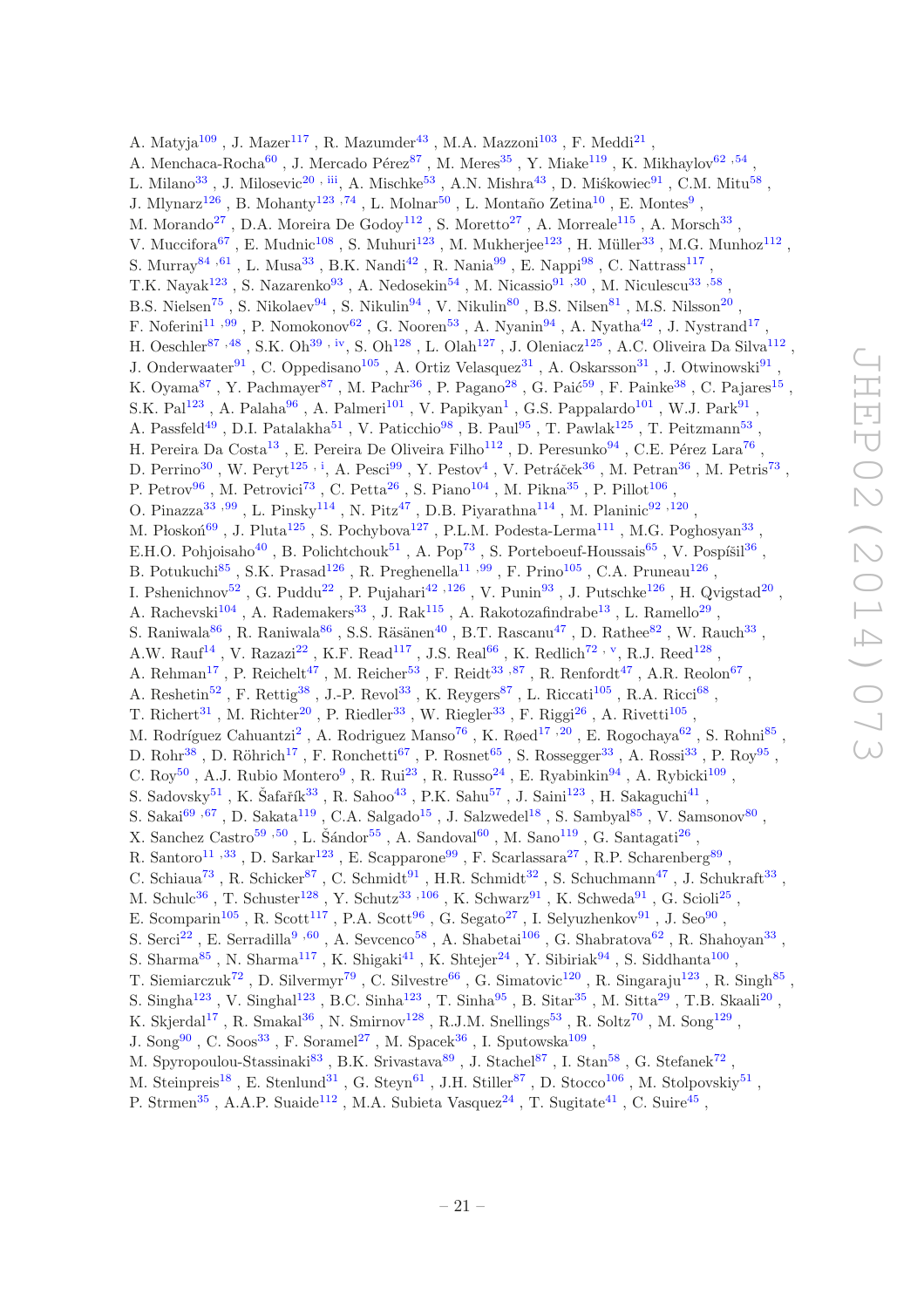A. Matyja[109] , J. Mazer[117] , R. Mazumder[43] , M.A. Mazzoni[103] , F. Meddi[21] ,
A. Menchaca-Rocha[60] , J. Mercado Pérez[87] , M. Meres[35] , Y. Miake[119] , K. Mikhaylov[62,54] ,
L. Milano[33] , J. Milosevic[20,iii] , A. Mischke[53] , A.N. Mishra[43] , D. Miśkowiec[91] , C.M. Mitu[58] ,
J. Mlynarz[126] , B. Mohanty[123,74] , L. Molnar[50] , L. Montaño Zetina[10] , E. Montes[9] ,
M. Morando[27] , D.A. Moreira De Godoy[112] , S. Moretto[27] , A. Morreale[115] , A. Morsch[33] ,
V. Muccifora[67] , E. Mudnic[108] , S. Muhuri[123] , M. Mukherjee[123] , H. Müller[33] , M.G. Munhoz[112] ,
S. Murray[84,61] , L. Musa[33] , B.K. Nandi[42] , R. Nania[99] , E. Nappi[98] , C. Nattrass[117] ,
T.K. Nayak[123] , S. Nazarenko[93] , A. Nedosekin[54] , M. Nicassio[91,30] , M. Niculescu[33,58] ,
B.S. Nielsen[75] , S. Nikolaev[94] , S. Nikulin[94] , V. Nikulin[80] , B.S. Nilsen[81] , M.S. Nilsson[20] ,
F. Noferini[11,99] , P. Nomokonov[62] , G. Nooren[53] , A. Nyanin[94] , A. Nyatha[42] , J. Nystrand[17] ,
H. Oeschler[87,48] , S.K. Oh[39,iv] , S. Oh[128] , L. Olah[127] , J. Oleniacz[125] , A.C. Oliveira Da Silva[112] ,
J. Onderwaater[91] , C. Oppedisano[105] , A. Ortiz Velasquez[31] , A. Oskarsson[31] , J. Otwinowski[91] ,
K. Oyama[87] , Y. Pachmayer[87] , M. Pachr[36] , P. Pagano[28] , G. Paić[59] , F. Painke[38] , C. Pajares[15] ,
S.K. Pal[123] , A. Palaha[96] , A. Palmeri[101] , V. Papikyan[1] , G.S. Pappalardo[101] , W.J. Park[91] ,
A. Passfeld[49] , D.I. Patalakha[51] , V. Paticchio[98] , B. Paul[95] , T. Pawlak[125] , T. Peitzmann[53] ,
H. Pereira Da Costa[13] , E. Pereira De Oliveira Filho[112] , D. Peresunko[94] , C.E. Pérez Lara[76] ,
D. Perrino[30] , W. Peryt[125,i] , A. Pesci[99] , Y. Pestov[4] , V. Petráček[36] , M. Petran[36] , M. Petris[73] ,
P. Petrov[96] , M. Petrovici[73] , C. Petta[26] , S. Piano[104] , M. Pikna[35] , P. Pillot[106] ,
O. Pinazza[33,99] , L. Pinsky[114] , N. Pitz[47] , D.B. Piyarathna[114] , M. Planinic[92,120] ,
M. Płoskoń[69] , J. Pluta[125] , S. Pochybova[127] , P.L.M. Podesta-Lerma[111] , M.G. Poghosyan[33] ,
E.H.O. Pohjoisaho[40] , B. Polichtchouk[51] , A. Pop[73] , S. Porteboeuf-Houssais[65] , V. Pospíšil[36] ,
B. Potukuchi[85] , S.K. Prasad[126] , R. Preghenella[11,99] , F. Prino[105] , C.A. Pruneau[126] ,
I. Pshenichnov[52] , G. Puddu[22] , P. Pujahari[42,126] , V. Punin[93] , J. Putschke[126] , H. Qvigstad[20] ,
A. Rachevski[104] , A. Rademakers[33] , J. Rak[115] , A. Rakotozafindrabe[13] , L. Ramello[29] ,
S. Raniwala[86] , R. Raniwala[86] , S.S. Räsänen[40] , B.T. Rascanu[47] , D. Rathee[82] , W. Rauch[33] ,
A.W. Rauf[14] , V. Razazi[22] , K.F. Read[117] , J.S. Real[66] , K. Redlich[72,v] , R.J. Reed[128] ,
A. Rehman[17] , P. Reichelt[47] , M. Reicher[53] , F. Reidt[33,87] , R. Renfordt[47] , A.R. Reolon[67] ,
A. Reshetin[52] , F. Rettig[38] , J.-P. Revol[33] , K. Reygers[87] , L. Riccati[105] , R.A. Ricci[68] ,
T. Richert[31] , M. Richter[20] , P. Riedler[33] , W. Riegler[33] , F. Riggi[26] , A. Rivetti[105] ,
M. Rodríguez Cahuantzi[2] , A. Rodriguez Manso[76] , K. Røed[17,20] , E. Rogochaya[62] , S. Rohni[85] ,
D. Rohr[38] , D. Röhrich[17] , F. Ronchetti[67] , P. Rosnet[65] , S. Rossegger[33] , A. Rossi[33] , P. Roy[95] ,
C. Roy[50] , A.J. Rubio Montero[9] , R. Rui[23] , R. Russo[24] , E. Ryabinkin[94] , A. Rybicki[109] ,
S. Sadovsky[51] , K. Šafařík[33] , R. Sahoo[43] , P.K. Sahu[57] , J. Saini[123] , H. Sakaguchi[41] ,
S. Sakai[69,67] , D. Sakata[119] , C.A. Salgado[15] , J. Salzwedel[18] , S. Sambyal[85] , V. Samsonov[80] ,
X. Sanchez Castro[59,50] , L. Šándor[55] , A. Sandoval[60] , M. Sano[119] , G. Santagati[26] ,
R. Santoro[11,33] , D. Sarkar[123] , E. Scapparone[99] , F. Scarlassara[27] , R.P. Scharenberg[89] ,
C. Schiaua[73] , R. Schicker[87] , C. Schmidt[91] , H.R. Schmidt[32] , S. Schuchmann[47] , J. Schukraft[33] ,
M. Schulc[36] , T. Schuster[128] , Y. Schutz[33,106] , K. Schwarz[91] , K. Schweda[91] , G. Scioli[25] ,
E. Scomparin[105] , R. Scott[117] , P.A. Scott[96] , G. Segato[27] , I. Selyuzhenkov[91] , J. Seo[90] ,
S. Serci[22] , E. Serradilla[9,60] , A. Sevcenco[58] , A. Shabetai[106] , G. Shabratova[62] , R. Shahoyan[33] ,
S. Sharma[85] , N. Sharma[117] , K. Shigaki[41] , K. Shtejer[24] , Y. Sibiriak[94] , S. Siddhanta[100] ,
T. Siemiarczuk[72] , D. Silvermyr[79] , C. Silvestre[66] , G. Simatovic[120] , R. Singaraju[123] , R. Singh[85] ,
S. Singha[123] , V. Singhal[123] , B.C. Sinha[123] , T. Sinha[95] , B. Sitar[35] , M. Sitta[29] , T.B. Skaali[20] ,
K. Skjerdal[17] , R. Smakal[36] , N. Smirnov[128] , R.J.M. Snellings[53] , R. Soltz[70] , M. Song[129] ,
J. Song[90] , C. Soos[33] , F. Soramel[27] , M. Spacek[36] , I. Sputowska[109] ,
M. Spyropoulou-Stassinaki[83] , B.K. Srivastava[89] , J. Stachel[87] , I. Stan[58] , G. Stefanek[72] ,
M. Steinpreis[18] , E. Stenlund[31] , G. Steyn[61] , J.H. Stiller[87] , D. Stocco[106] , M. Stolpovskiy[51] ,
P. Strmen[35] , A.A.P. Suaide[112] , M.A. Subieta Vasquez[24] , T. Sugitate[41] , C. Suire[45] ,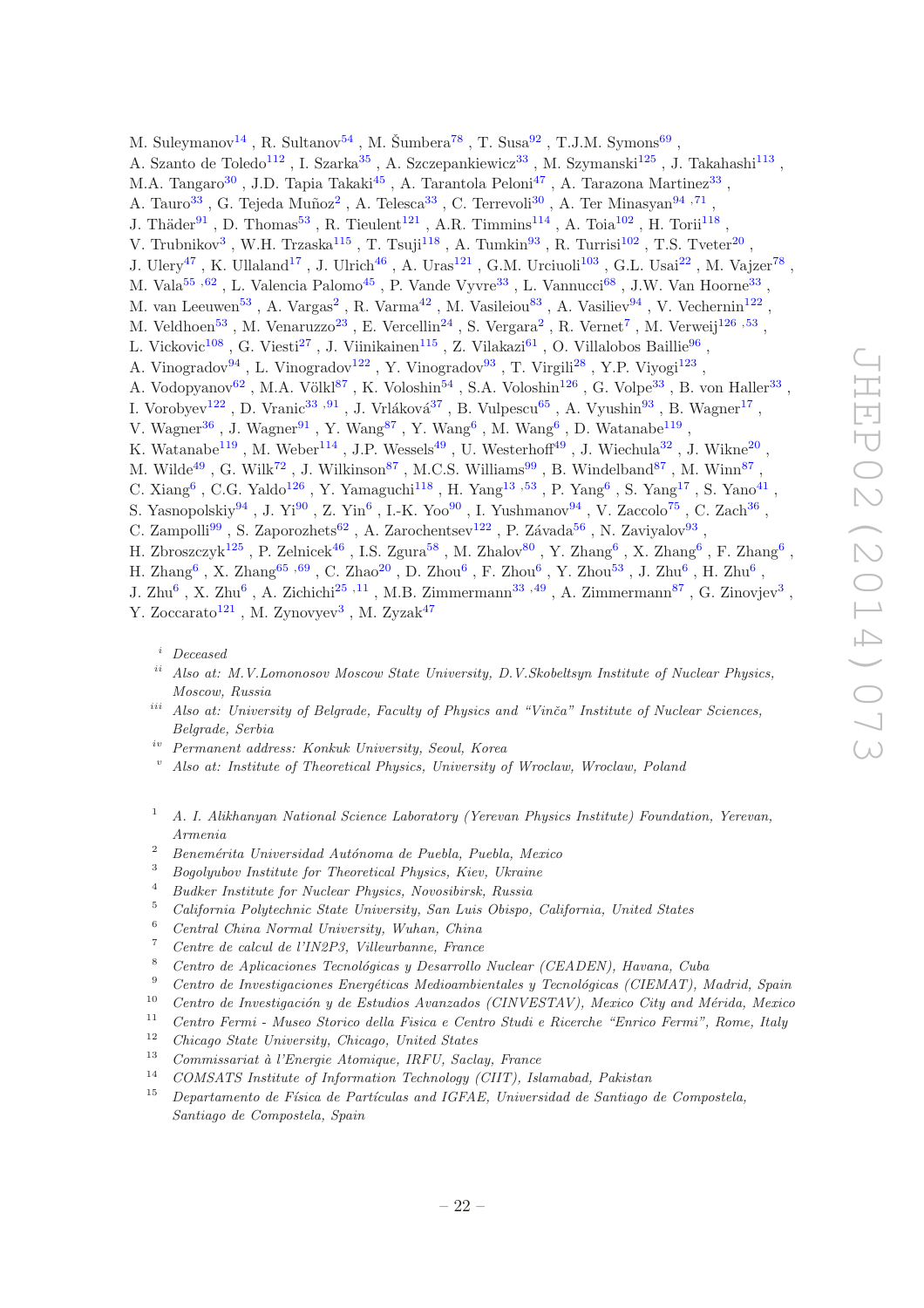M. Suleymanov[14] , R. Sultanov[54] , M. Šumbera[78] , T. Susa[92] , T.J.M. Symons[69] , A. Szanto de Toledo[112] , I. Szarka[35] , A. Szczepankiewicz[33] , M. Szymanski[125] , J. Takahashi[113] , M.A. Tangaro[30] , J.D. Tapia Takaki[45] , A. Tarantola Peloni[47] , A. Tarazona Martinez[33] , A. Tauro[33] , G. Tejeda Muñoz[2] , A. Telesca[33] , C. Terrevoli[30] , A. Ter Minasyan[94 ,71] , J. Thäder[91] , D. Thomas[53] , R. Tieulent[121] , A.R. Timmins[114] , A. Toia[102] , H. Torii[118] , V. Trubnikov[3] , W.H. Trzaska[115] , T. Tsuji[118] , A. Tumkin[93] , R. Turrisi[102] , T.S. Tveter[20] , J. Ulery[47] , K. Ullaland[17] , J. Ulrich[46] , A. Uras[121] , G.M. Urciuoli[103] , G.L. Usai[22] , M. Vajzer[78] , M. Vala[55 ,62] , L. Valencia Palomo[45] , P. Vande Vyvre[33] , L. Vannucci[68] , J.W. Van Hoorne[33] , M. van Leeuwen[53] , A. Vargas[2] , R. Varma[42] , M. Vasileiou[83] , A. Vasiliev[94] , V. Vechernin[122] , M. Veldhoen[53] , M. Venaruzzo[23] , E. Vercellin[24] , S. Vergara[2] , R. Vernet[7] , M. Verweij[126 ,53] , L. Vickovic[108] , G. Viesti[27] , J. Viinikainen[115] , Z. Vilakazi[61] , O. Villalobos Baillie[96] , A. Vinogradov[94] , L. Vinogradov[122] , Y. Vinogradov[93] , T. Virgili[28] , Y.P. Viyogi[123] , A. Vodopyanov[62] , M.A. Völkl[87] , K. Voloshin[54] , S.A. Voloshin[126] , G. Volpe[33] , B. von Haller[33] , I. Vorobyev[122] , D. Vranic[33 ,91] , J. Vrláková[37] , B. Vulpescu[65] , A. Vyushin[93] , B. Wagner[17] , V. Wagner[36] , J. Wagner[91] , Y. Wang[87] , Y. Wang[6] , M. Wang[6] , D. Watanabe[119] , K. Watanabe[119] , M. Weber[114] , J.P. Wessels[49] , U. Westerhoff[49] , J. Wiechula[32] , J. Wikne[20] , M. Wilde[49] , G. Wilk[72] , J. Wilkinson[87] , M.C.S. Williams[99] , B. Windelband[87] , M. Winn[87] , C. Xiang[6] , C.G. Yaldo[126] , Y. Yamaguchi[118] , H. Yang[13 ,53] , P. Yang[6] , S. Yang[17] , S. Yano[41] , S. Yasnopolskiy[94] , J. Yi[90] , Z. Yin[6] , I.-K. Yoo[90] , I. Yushmanov[94] , V. Zaccolo[75] , C. Zach[36] , C. Zampolli[99] , S. Zaporozhets[62] , A. Zarochentsev[122] , P. Závada[56] , N. Zaviyalov[93] , H. Zbroszczyk[125] , P. Zelnicek[46] , I.S. Zgura[58] , M. Zhalov[80] , Y. Zhang[6] , X. Zhang[6] , F. Zhang[6] , H. Zhang[6] , X. Zhang[65 ,69] , C. Zhao[20] , D. Zhou[6] , F. Zhou[6] , Y. Zhou[53] , J. Zhu[6] , H. Zhu[6] , J. Zhu[6] , X. Zhu[6] , A. Zichichi[25 ,11] , M.B. Zimmermann[33 ,49] , A. Zimmermann[87] , G. Zinovjev[3] , Y. Zoccarato[121] , M. Zynovyev[3] , M. Zyzak[47]

[i] *Deceased*

[ii] *Also at: M.V.Lomonosov Moscow State University, D.V.Skobeltsyn Institute of Nuclear Physics, Moscow, Russia*

[iii] *Also at: University of Belgrade, Faculty of Physics and "Vinča" Institute of Nuclear Sciences, Belgrade, Serbia*

[iv] *Permanent address: Konkuk University, Seoul, Korea*

[v] *Also at: Institute of Theoretical Physics, University of Wroclaw, Wroclaw, Poland*

[1] *A. I. Alikhanyan National Science Laboratory (Yerevan Physics Institute) Foundation, Yerevan, Armenia*

[2] *Benemérita Universidad Autónoma de Puebla, Puebla, Mexico*

[3] *Bogolyubov Institute for Theoretical Physics, Kiev, Ukraine*

[4] *Budker Institute for Nuclear Physics, Novosibirsk, Russia*

[5] *California Polytechnic State University, San Luis Obispo, California, United States*

[6] *Central China Normal University, Wuhan, China*

[7] *Centre de calcul de l'IN2P3, Villeurbanne, France*

[8] *Centro de Aplicaciones Tecnológicas y Desarrollo Nuclear (CEADEN), Havana, Cuba*

[9] *Centro de Investigaciones Energéticas Medioambientales y Tecnológicas (CIEMAT), Madrid, Spain*

[10] *Centro de Investigación y de Estudios Avanzados (CINVESTAV), Mexico City and Mérida, Mexico*

[11] *Centro Fermi - Museo Storico della Fisica e Centro Studi e Ricerche "Enrico Fermi", Rome, Italy*

[12] *Chicago State University, Chicago, United States*

[13] *Commissariat à l'Energie Atomique, IRFU, Saclay, France*

[14] *COMSATS Institute of Information Technology (CIIT), Islamabad, Pakistan*

[15] *Departamento de Física de Partículas and IGFAE, Universidad de Santiago de Compostela, Santiago de Compostela, Spain*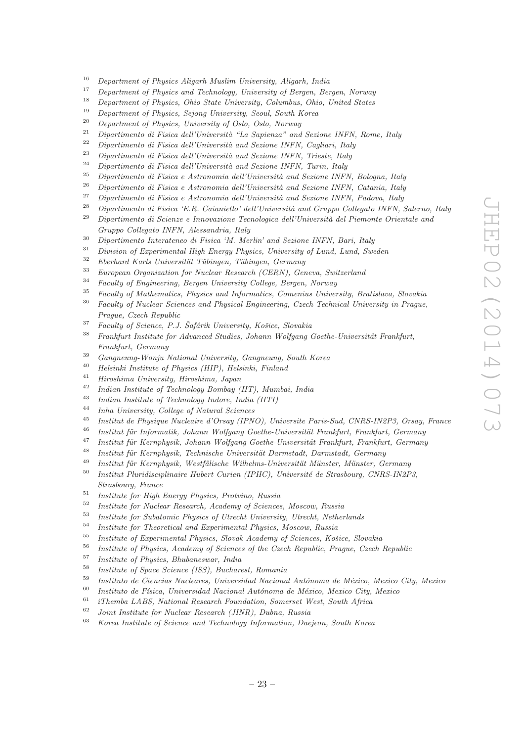[16] *Department of Physics Aligarh Muslim University, Aligarh, India*
[17] *Department of Physics and Technology, University of Bergen, Bergen, Norway*
[18] *Department of Physics, Ohio State University, Columbus, Ohio, United States*
[19] *Department of Physics, Sejong University, Seoul, South Korea*
[20] *Department of Physics, University of Oslo, Oslo, Norway*
[21] *Dipartimento di Fisica dell'Università "La Sapienza" and Sezione INFN, Rome, Italy*
[22] *Dipartimento di Fisica dell'Università and Sezione INFN, Cagliari, Italy*
[23] *Dipartimento di Fisica dell'Università and Sezione INFN, Trieste, Italy*
[24] *Dipartimento di Fisica dell'Università and Sezione INFN, Turin, Italy*
[25] *Dipartimento di Fisica e Astronomia dell'Università and Sezione INFN, Bologna, Italy*
[26] *Dipartimento di Fisica e Astronomia dell'Università and Sezione INFN, Catania, Italy*
[27] *Dipartimento di Fisica e Astronomia dell'Università and Sezione INFN, Padova, Italy*
[28] *Dipartimento di Fisica 'E.R. Caianiello' dell'Università and Gruppo Collegato INFN, Salerno, Italy*
[29] *Dipartimento di Scienze e Innovazione Tecnologica dell'Università del Piemonte Orientale and Gruppo Collegato INFN, Alessandria, Italy*
[30] *Dipartimento Interateneo di Fisica 'M. Merlin' and Sezione INFN, Bari, Italy*
[31] *Division of Experimental High Energy Physics, University of Lund, Lund, Sweden*
[32] *Eberhard Karls Universität Tübingen, Tübingen, Germany*
[33] *European Organization for Nuclear Research (CERN), Geneva, Switzerland*
[34] *Faculty of Engineering, Bergen University College, Bergen, Norway*
[35] *Faculty of Mathematics, Physics and Informatics, Comenius University, Bratislava, Slovakia*
[36] *Faculty of Nuclear Sciences and Physical Engineering, Czech Technical University in Prague, Prague, Czech Republic*
[37] *Faculty of Science, P.J. Šafárik University, Košice, Slovakia*
[38] *Frankfurt Institute for Advanced Studies, Johann Wolfgang Goethe-Universität Frankfurt, Frankfurt, Germany*
[39] *Gangneung-Wonju National University, Gangneung, South Korea*
[40] *Helsinki Institute of Physics (HIP), Helsinki, Finland*
[41] *Hiroshima University, Hiroshima, Japan*
[42] *Indian Institute of Technology Bombay (IIT), Mumbai, India*
[43] *Indian Institute of Technology Indore, India (IITI)*
[44] *Inha University, College of Natural Sciences*
[45] *Institut de Physique Nucleaire d'Orsay (IPNO), Universite Paris-Sud, CNRS-IN2P3, Orsay, France*
[46] *Institut für Informatik, Johann Wolfgang Goethe-Universität Frankfurt, Frankfurt, Germany*
[47] *Institut für Kernphysik, Johann Wolfgang Goethe-Universität Frankfurt, Frankfurt, Germany*
[48] *Institut für Kernphysik, Technische Universität Darmstadt, Darmstadt, Germany*
[49] *Institut für Kernphysik, Westfälische Wilhelms-Universität Münster, Münster, Germany*
[50] *Institut Pluridisciplinaire Hubert Curien (IPHC), Université de Strasbourg, CNRS-IN2P3, Strasbourg, France*
[51] *Institute for High Energy Physics, Protvino, Russia*
[52] *Institute for Nuclear Research, Academy of Sciences, Moscow, Russia*
[53] *Institute for Subatomic Physics of Utrecht University, Utrecht, Netherlands*
[54] *Institute for Theoretical and Experimental Physics, Moscow, Russia*
[55] *Institute of Experimental Physics, Slovak Academy of Sciences, Košice, Slovakia*
[56] *Institute of Physics, Academy of Sciences of the Czech Republic, Prague, Czech Republic*
[57] *Institute of Physics, Bhubaneswar, India*
[58] *Institute of Space Science (ISS), Bucharest, Romania*
[59] *Instituto de Ciencias Nucleares, Universidad Nacional Autónoma de México, Mexico City, Mexico*
[60] *Instituto de Física, Universidad Nacional Autónoma de México, Mexico City, Mexico*
[61] *iThemba LABS, National Research Foundation, Somerset West, South Africa*
[62] *Joint Institute for Nuclear Research (JINR), Dubna, Russia*
[63] *Korea Institute of Science and Technology Information, Daejeon, South Korea*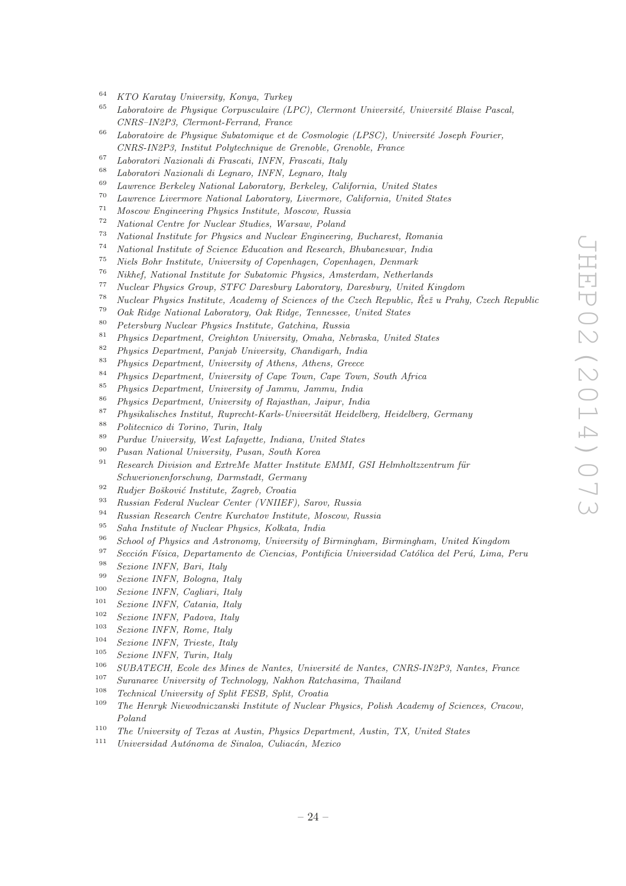[64] *KTO Karatay University, Konya, Turkey*
[65] *Laboratoire de Physique Corpusculaire (LPC), Clermont Université, Université Blaise Pascal, CNRS–IN2P3, Clermont-Ferrand, France*
[66] *Laboratoire de Physique Subatomique et de Cosmologie (LPSC), Université Joseph Fourier, CNRS-IN2P3, Institut Polytechnique de Grenoble, Grenoble, France*
[67] *Laboratori Nazionali di Frascati, INFN, Frascati, Italy*
[68] *Laboratori Nazionali di Legnaro, INFN, Legnaro, Italy*
[69] *Lawrence Berkeley National Laboratory, Berkeley, California, United States*
[70] *Lawrence Livermore National Laboratory, Livermore, California, United States*
[71] *Moscow Engineering Physics Institute, Moscow, Russia*
[72] *National Centre for Nuclear Studies, Warsaw, Poland*
[73] *National Institute for Physics and Nuclear Engineering, Bucharest, Romania*
[74] *National Institute of Science Education and Research, Bhubaneswar, India*
[75] *Niels Bohr Institute, University of Copenhagen, Copenhagen, Denmark*
[76] *Nikhef, National Institute for Subatomic Physics, Amsterdam, Netherlands*
[77] *Nuclear Physics Group, STFC Daresbury Laboratory, Daresbury, United Kingdom*
[78] *Nuclear Physics Institute, Academy of Sciences of the Czech Republic, Řež u Prahy, Czech Republic*
[79] *Oak Ridge National Laboratory, Oak Ridge, Tennessee, United States*
[80] *Petersburg Nuclear Physics Institute, Gatchina, Russia*
[81] *Physics Department, Creighton University, Omaha, Nebraska, United States*
[82] *Physics Department, Panjab University, Chandigarh, India*
[83] *Physics Department, University of Athens, Athens, Greece*
[84] *Physics Department, University of Cape Town, Cape Town, South Africa*
[85] *Physics Department, University of Jammu, Jammu, India*
[86] *Physics Department, University of Rajasthan, Jaipur, India*
[87] *Physikalisches Institut, Ruprecht-Karls-Universität Heidelberg, Heidelberg, Germany*
[88] *Politecnico di Torino, Turin, Italy*
[89] *Purdue University, West Lafayette, Indiana, United States*
[90] *Pusan National University, Pusan, South Korea*
[91] *Research Division and ExtreMe Matter Institute EMMI, GSI Helmholtzzentrum für Schwerionenforschung, Darmstadt, Germany*
[92] *Rudjer Bošković Institute, Zagreb, Croatia*
[93] *Russian Federal Nuclear Center (VNIIEF), Sarov, Russia*
[94] *Russian Research Centre Kurchatov Institute, Moscow, Russia*
[95] *Saha Institute of Nuclear Physics, Kolkata, India*
[96] *School of Physics and Astronomy, University of Birmingham, Birmingham, United Kingdom*
[97] *Sección Física, Departamento de Ciencias, Pontificia Universidad Católica del Perú, Lima, Peru*
[98] *Sezione INFN, Bari, Italy*
[99] *Sezione INFN, Bologna, Italy*
[100] *Sezione INFN, Cagliari, Italy*
[101] *Sezione INFN, Catania, Italy*
[102] *Sezione INFN, Padova, Italy*
[103] *Sezione INFN, Rome, Italy*
[104] *Sezione INFN, Trieste, Italy*
[105] *Sezione INFN, Turin, Italy*
[106] *SUBATECH, Ecole des Mines de Nantes, Université de Nantes, CNRS-IN2P3, Nantes, France*
[107] *Suranaree University of Technology, Nakhon Ratchasima, Thailand*
[108] *Technical University of Split FESB, Split, Croatia*
[109] *The Henryk Niewodniczanski Institute of Nuclear Physics, Polish Academy of Sciences, Cracow, Poland*
[110] *The University of Texas at Austin, Physics Department, Austin, TX, United States*
[111] *Universidad Autónoma de Sinaloa, Culiacán, Mexico*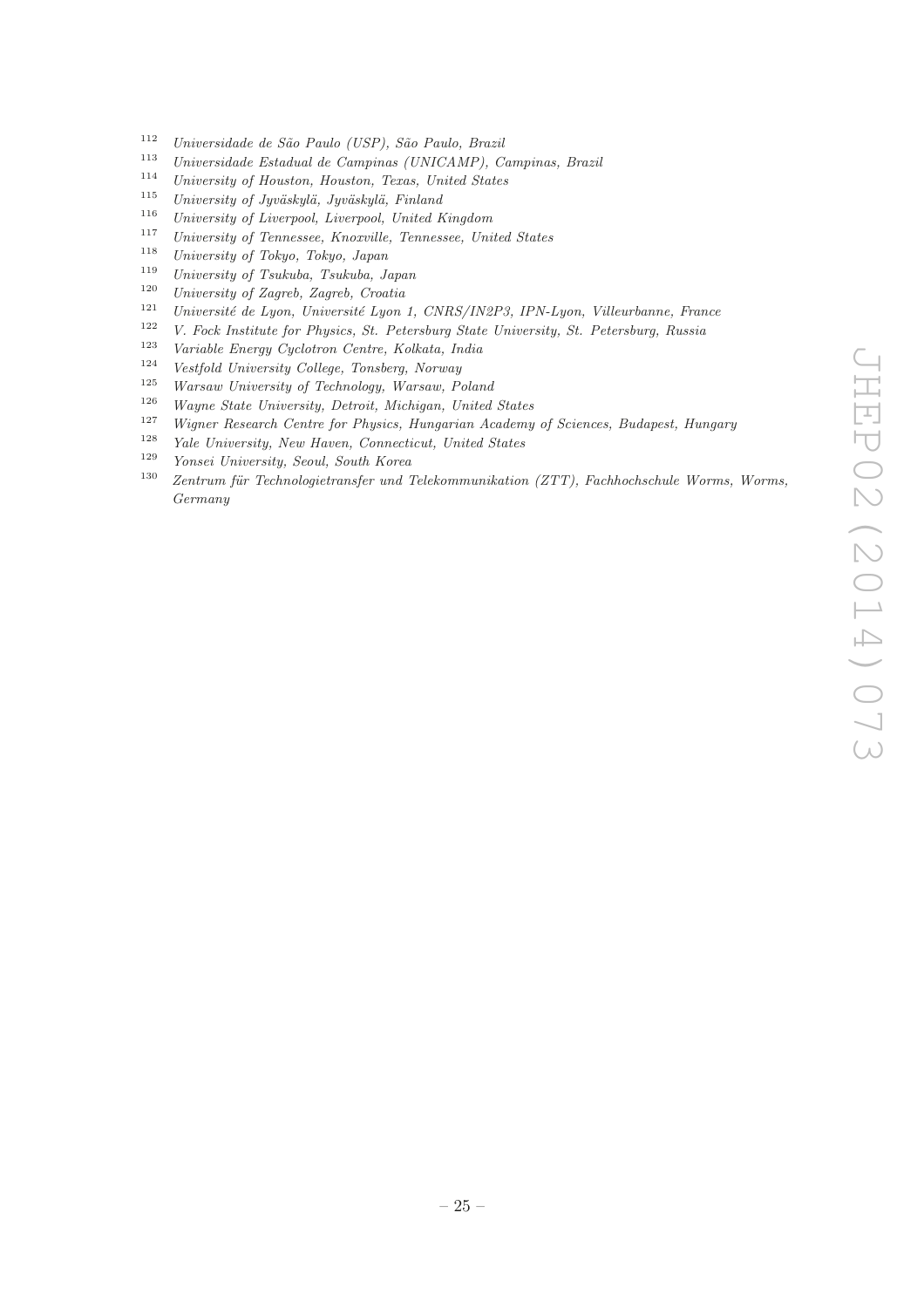[112] *Universidade de São Paulo (USP), São Paulo, Brazil*
[113] *Universidade Estadual de Campinas (UNICAMP), Campinas, Brazil*
[114] *University of Houston, Houston, Texas, United States*
[115] *University of Jyväskylä, Jyväskylä, Finland*
[116] *University of Liverpool, Liverpool, United Kingdom*
[117] *University of Tennessee, Knoxville, Tennessee, United States*
[118] *University of Tokyo, Tokyo, Japan*
[119] *University of Tsukuba, Tsukuba, Japan*
[120] *University of Zagreb, Zagreb, Croatia*
[121] *Université de Lyon, Université Lyon 1, CNRS/IN2P3, IPN-Lyon, Villeurbanne, France*
[122] *V. Fock Institute for Physics, St. Petersburg State University, St. Petersburg, Russia*
[123] *Variable Energy Cyclotron Centre, Kolkata, India*
[124] *Vestfold University College, Tonsberg, Norway*
[125] *Warsaw University of Technology, Warsaw, Poland*
[126] *Wayne State University, Detroit, Michigan, United States*
[127] *Wigner Research Centre for Physics, Hungarian Academy of Sciences, Budapest, Hungary*
[128] *Yale University, New Haven, Connecticut, United States*
[129] *Yonsei University, Seoul, South Korea*
[130] *Zentrum für Technologietransfer und Telekommunikation (ZTT), Fachhochschule Worms, Worms, Germany*